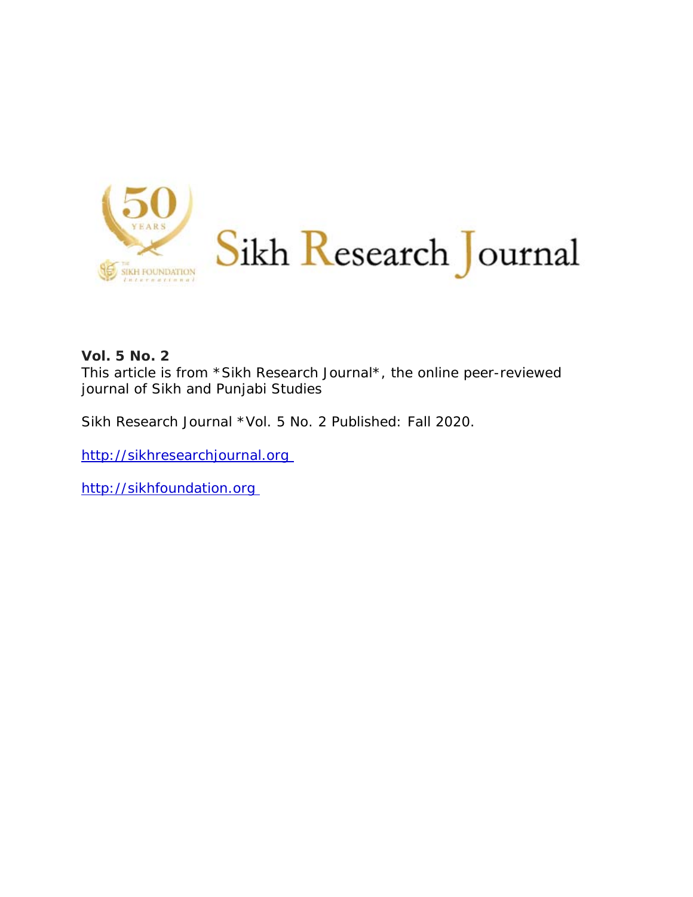# Sikh Research Journal

**Vol. 5 No. 2**

This article is from *Sikh Research Journal*, the online peer-reviewed journal of Sikh and Punjabi Studies

Sikh Research Journal *Vol. 5 No. 2 Published: Fall 2020.

http://sikhresearchjournal.org

http://sikhfoundation.org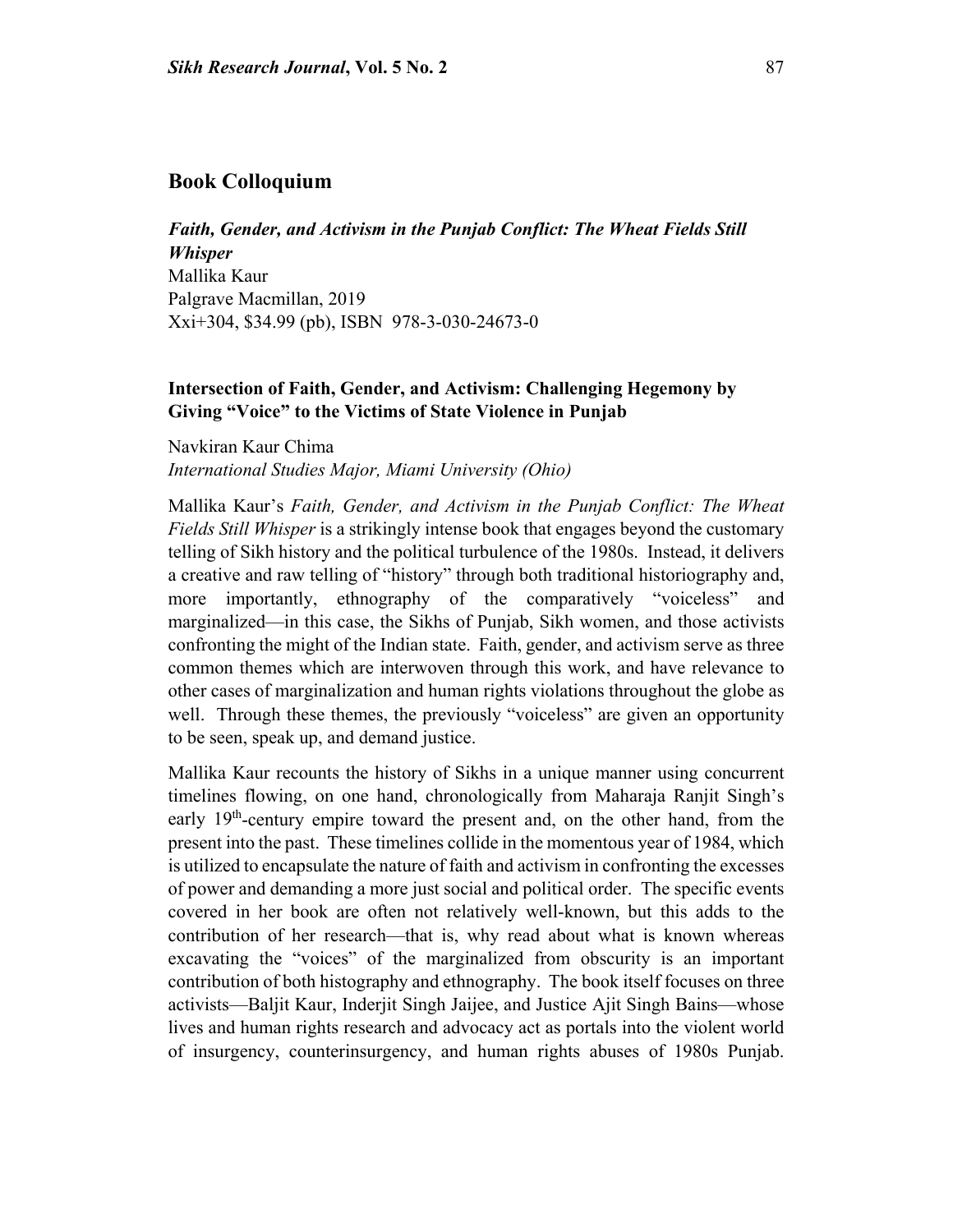## Book Colloquium

***Faith, Gender, and Activism in the Punjab Conflict: The Wheat Fields Still Whisper***
Mallika Kaur
Palgrave Macmillan, 2019
Xxi+304, $34.99 (pb), ISBN 978-3-030-24673-0

### Intersection of Faith, Gender, and Activism: Challenging Hegemony by Giving "Voice" to the Victims of State Violence in Punjab

Navkiran Kaur Chima
*International Studies Major, Miami University (Ohio)*

Mallika Kaur's *Faith, Gender, and Activism in the Punjab Conflict: The Wheat Fields Still Whisper* is a strikingly intense book that engages beyond the customary telling of Sikh history and the political turbulence of the 1980s. Instead, it delivers a creative and raw telling of "history" through both traditional historiography and, more importantly, ethnography of the comparatively "voiceless" and marginalized—in this case, the Sikhs of Punjab, Sikh women, and those activists confronting the might of the Indian state. Faith, gender, and activism serve as three common themes which are interwoven through this work, and have relevance to other cases of marginalization and human rights violations throughout the globe as well. Through these themes, the previously "voiceless" are given an opportunity to be seen, speak up, and demand justice.

Mallika Kaur recounts the history of Sikhs in a unique manner using concurrent timelines flowing, on one hand, chronologically from Maharaja Ranjit Singh's early 19th-century empire toward the present and, on the other hand, from the present into the past. These timelines collide in the momentous year of 1984, which is utilized to encapsulate the nature of faith and activism in confronting the excesses of power and demanding a more just social and political order. The specific events covered in her book are often not relatively well-known, but this adds to the contribution of her research—that is, why read about what is known whereas excavating the "voices" of the marginalized from obscurity is an important contribution of both histography and ethnography. The book itself focuses on three activists—Baljit Kaur, Inderjit Singh Jaijee, and Justice Ajit Singh Bains—whose lives and human rights research and advocacy act as portals into the violent world of insurgency, counterinsurgency, and human rights abuses of 1980s Punjab.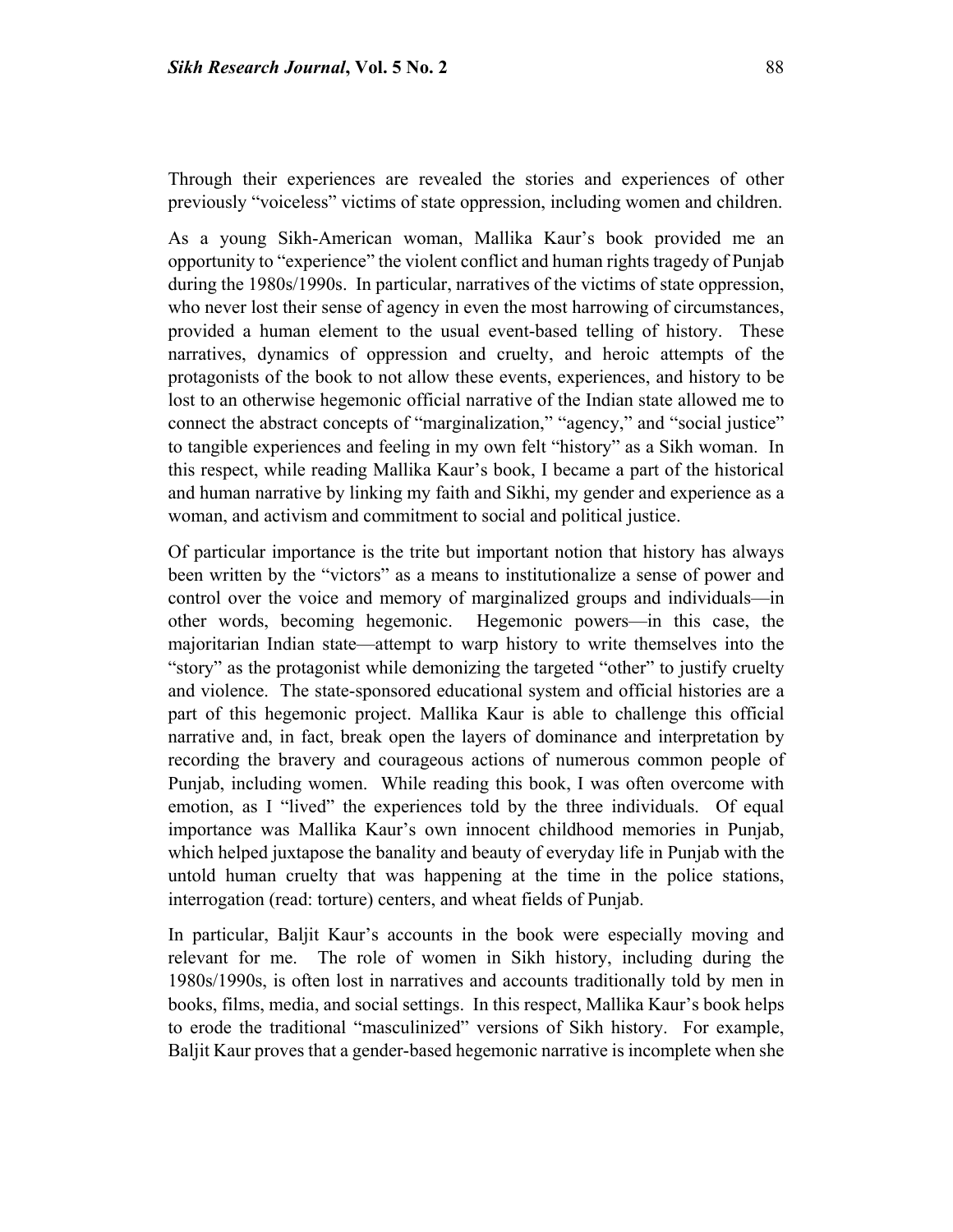Through their experiences are revealed the stories and experiences of other previously "voiceless" victims of state oppression, including women and children.

As a young Sikh-American woman, Mallika Kaur's book provided me an opportunity to "experience" the violent conflict and human rights tragedy of Punjab during the 1980s/1990s. In particular, narratives of the victims of state oppression, who never lost their sense of agency in even the most harrowing of circumstances, provided a human element to the usual event-based telling of history. These narratives, dynamics of oppression and cruelty, and heroic attempts of the protagonists of the book to not allow these events, experiences, and history to be lost to an otherwise hegemonic official narrative of the Indian state allowed me to connect the abstract concepts of "marginalization," "agency," and "social justice" to tangible experiences and feeling in my own felt "history" as a Sikh woman. In this respect, while reading Mallika Kaur's book, I became a part of the historical and human narrative by linking my faith and Sikhi, my gender and experience as a woman, and activism and commitment to social and political justice.

Of particular importance is the trite but important notion that history has always been written by the "victors" as a means to institutionalize a sense of power and control over the voice and memory of marginalized groups and individuals—in other words, becoming hegemonic. Hegemonic powers—in this case, the majoritarian Indian state—attempt to warp history to write themselves into the "story" as the protagonist while demonizing the targeted "other" to justify cruelty and violence. The state-sponsored educational system and official histories are a part of this hegemonic project. Mallika Kaur is able to challenge this official narrative and, in fact, break open the layers of dominance and interpretation by recording the bravery and courageous actions of numerous common people of Punjab, including women. While reading this book, I was often overcome with emotion, as I "lived" the experiences told by the three individuals. Of equal importance was Mallika Kaur's own innocent childhood memories in Punjab, which helped juxtapose the banality and beauty of everyday life in Punjab with the untold human cruelty that was happening at the time in the police stations, interrogation (read: torture) centers, and wheat fields of Punjab.

In particular, Baljit Kaur's accounts in the book were especially moving and relevant for me. The role of women in Sikh history, including during the 1980s/1990s, is often lost in narratives and accounts traditionally told by men in books, films, media, and social settings. In this respect, Mallika Kaur's book helps to erode the traditional "masculinized" versions of Sikh history. For example, Baljit Kaur proves that a gender-based hegemonic narrative is incomplete when she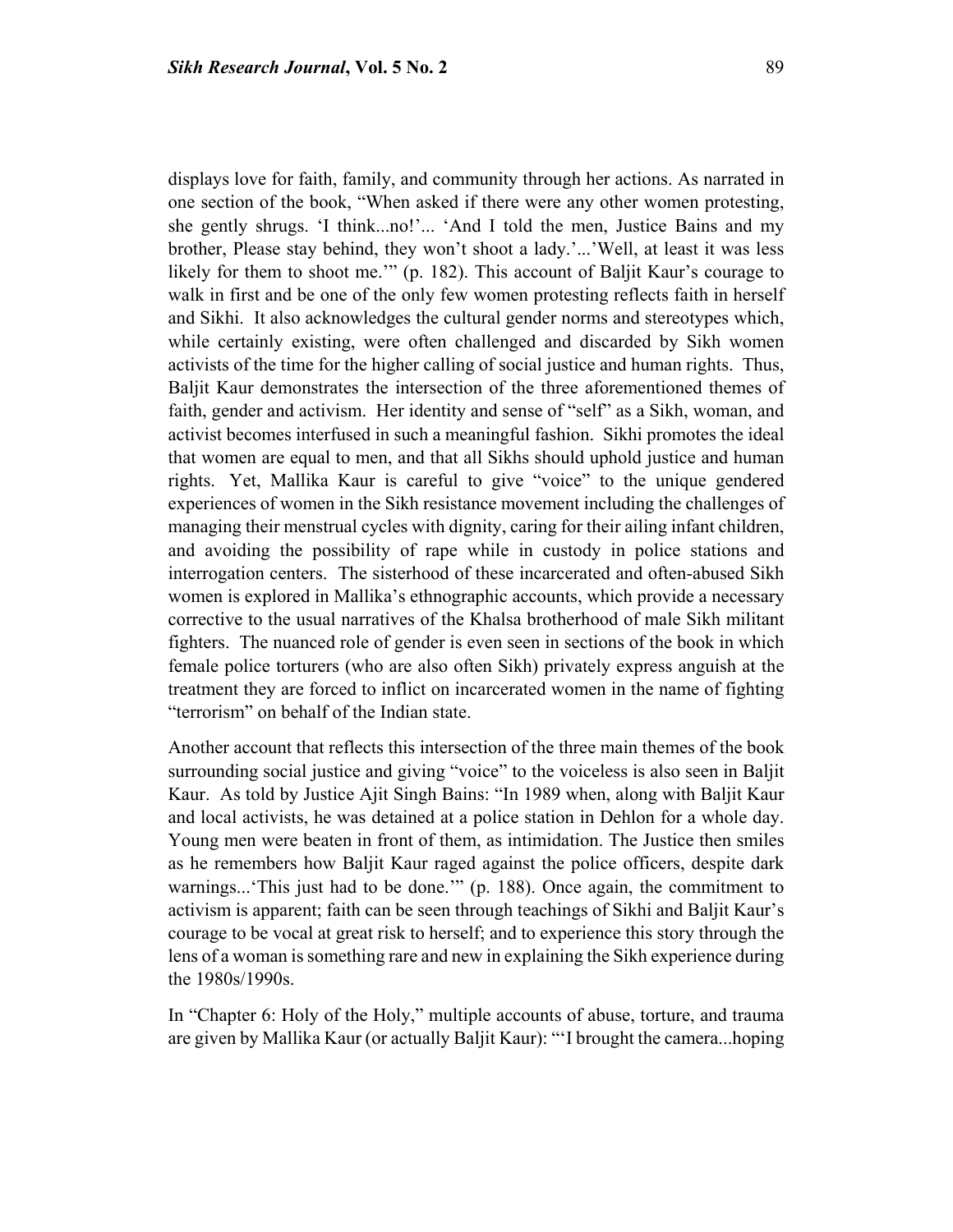displays love for faith, family, and community through her actions. As narrated in one section of the book, "When asked if there were any other women protesting, she gently shrugs. 'I think...no!'... 'And I told the men, Justice Bains and my brother, Please stay behind, they won't shoot a lady.'...'Well, at least it was less likely for them to shoot me.'" (p. 182). This account of Baljit Kaur's courage to walk in first and be one of the only few women protesting reflects faith in herself and Sikhi. It also acknowledges the cultural gender norms and stereotypes which, while certainly existing, were often challenged and discarded by Sikh women activists of the time for the higher calling of social justice and human rights. Thus, Baljit Kaur demonstrates the intersection of the three aforementioned themes of faith, gender and activism. Her identity and sense of "self" as a Sikh, woman, and activist becomes interfused in such a meaningful fashion. Sikhi promotes the ideal that women are equal to men, and that all Sikhs should uphold justice and human rights. Yet, Mallika Kaur is careful to give "voice" to the unique gendered experiences of women in the Sikh resistance movement including the challenges of managing their menstrual cycles with dignity, caring for their ailing infant children, and avoiding the possibility of rape while in custody in police stations and interrogation centers. The sisterhood of these incarcerated and often-abused Sikh women is explored in Mallika's ethnographic accounts, which provide a necessary corrective to the usual narratives of the Khalsa brotherhood of male Sikh militant fighters. The nuanced role of gender is even seen in sections of the book in which female police torturers (who are also often Sikh) privately express anguish at the treatment they are forced to inflict on incarcerated women in the name of fighting "terrorism" on behalf of the Indian state.

Another account that reflects this intersection of the three main themes of the book surrounding social justice and giving "voice" to the voiceless is also seen in Baljit Kaur. As told by Justice Ajit Singh Bains: "In 1989 when, along with Baljit Kaur and local activists, he was detained at a police station in Dehlon for a whole day. Young men were beaten in front of them, as intimidation. The Justice then smiles as he remembers how Baljit Kaur raged against the police officers, despite dark warnings...'This just had to be done.'" (p. 188). Once again, the commitment to activism is apparent; faith can be seen through teachings of Sikhi and Baljit Kaur's courage to be vocal at great risk to herself; and to experience this story through the lens of a woman is something rare and new in explaining the Sikh experience during the 1980s/1990s.

In "Chapter 6: Holy of the Holy," multiple accounts of abuse, torture, and trauma are given by Mallika Kaur (or actually Baljit Kaur): "'I brought the camera...hoping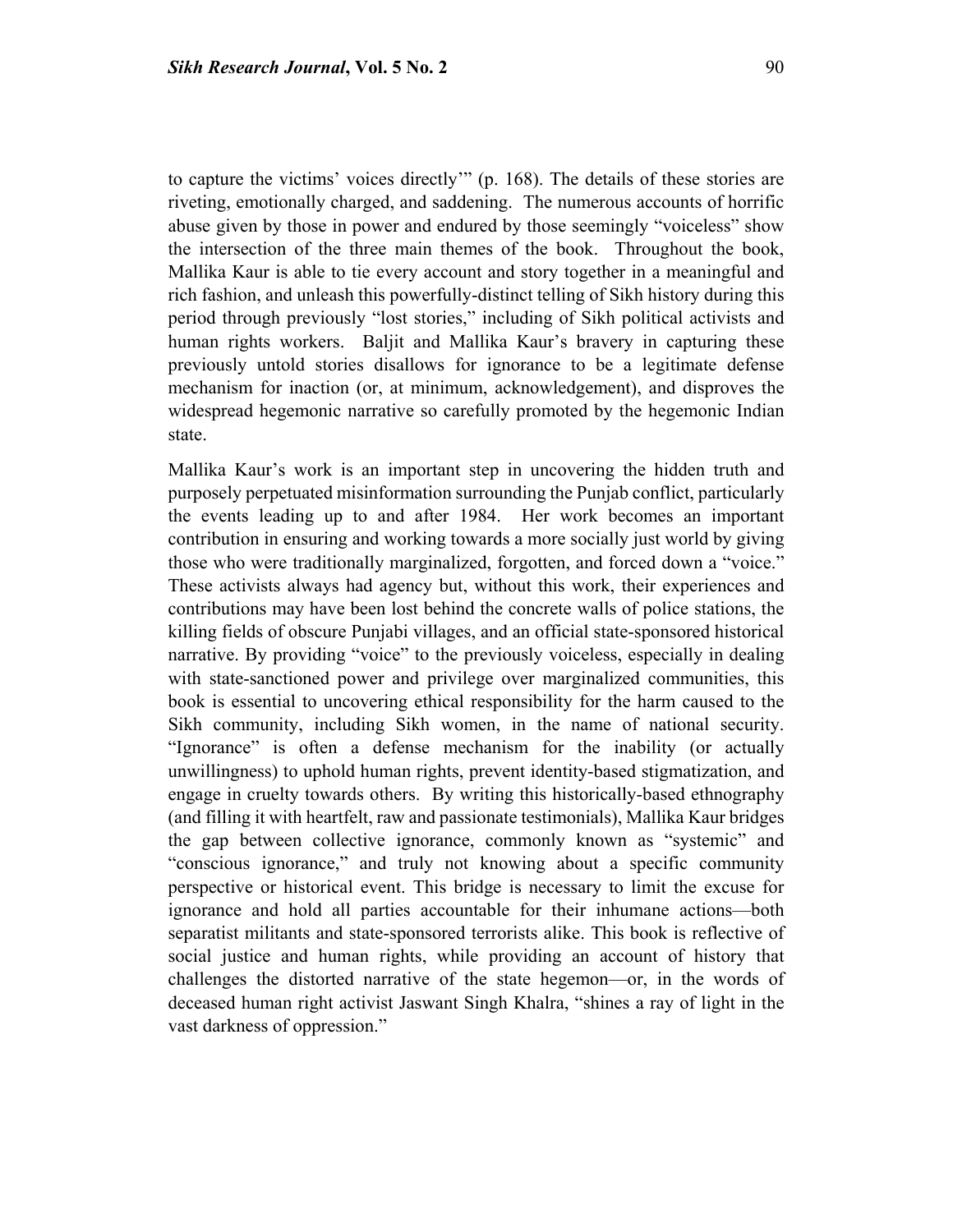to capture the victims' voices directly'" (p. 168). The details of these stories are riveting, emotionally charged, and saddening. The numerous accounts of horrific abuse given by those in power and endured by those seemingly "voiceless" show the intersection of the three main themes of the book. Throughout the book, Mallika Kaur is able to tie every account and story together in a meaningful and rich fashion, and unleash this powerfully-distinct telling of Sikh history during this period through previously "lost stories," including of Sikh political activists and human rights workers. Baljit and Mallika Kaur's bravery in capturing these previously untold stories disallows for ignorance to be a legitimate defense mechanism for inaction (or, at minimum, acknowledgement), and disproves the widespread hegemonic narrative so carefully promoted by the hegemonic Indian state.

Mallika Kaur's work is an important step in uncovering the hidden truth and purposely perpetuated misinformation surrounding the Punjab conflict, particularly the events leading up to and after 1984. Her work becomes an important contribution in ensuring and working towards a more socially just world by giving those who were traditionally marginalized, forgotten, and forced down a "voice." These activists always had agency but, without this work, their experiences and contributions may have been lost behind the concrete walls of police stations, the killing fields of obscure Punjabi villages, and an official state-sponsored historical narrative. By providing "voice" to the previously voiceless, especially in dealing with state-sanctioned power and privilege over marginalized communities, this book is essential to uncovering ethical responsibility for the harm caused to the Sikh community, including Sikh women, in the name of national security. "Ignorance" is often a defense mechanism for the inability (or actually unwillingness) to uphold human rights, prevent identity-based stigmatization, and engage in cruelty towards others. By writing this historically-based ethnography (and filling it with heartfelt, raw and passionate testimonials), Mallika Kaur bridges the gap between collective ignorance, commonly known as "systemic" and "conscious ignorance," and truly not knowing about a specific community perspective or historical event. This bridge is necessary to limit the excuse for ignorance and hold all parties accountable for their inhumane actions—both separatist militants and state-sponsored terrorists alike. This book is reflective of social justice and human rights, while providing an account of history that challenges the distorted narrative of the state hegemon—or, in the words of deceased human right activist Jaswant Singh Khalra, "shines a ray of light in the vast darkness of oppression."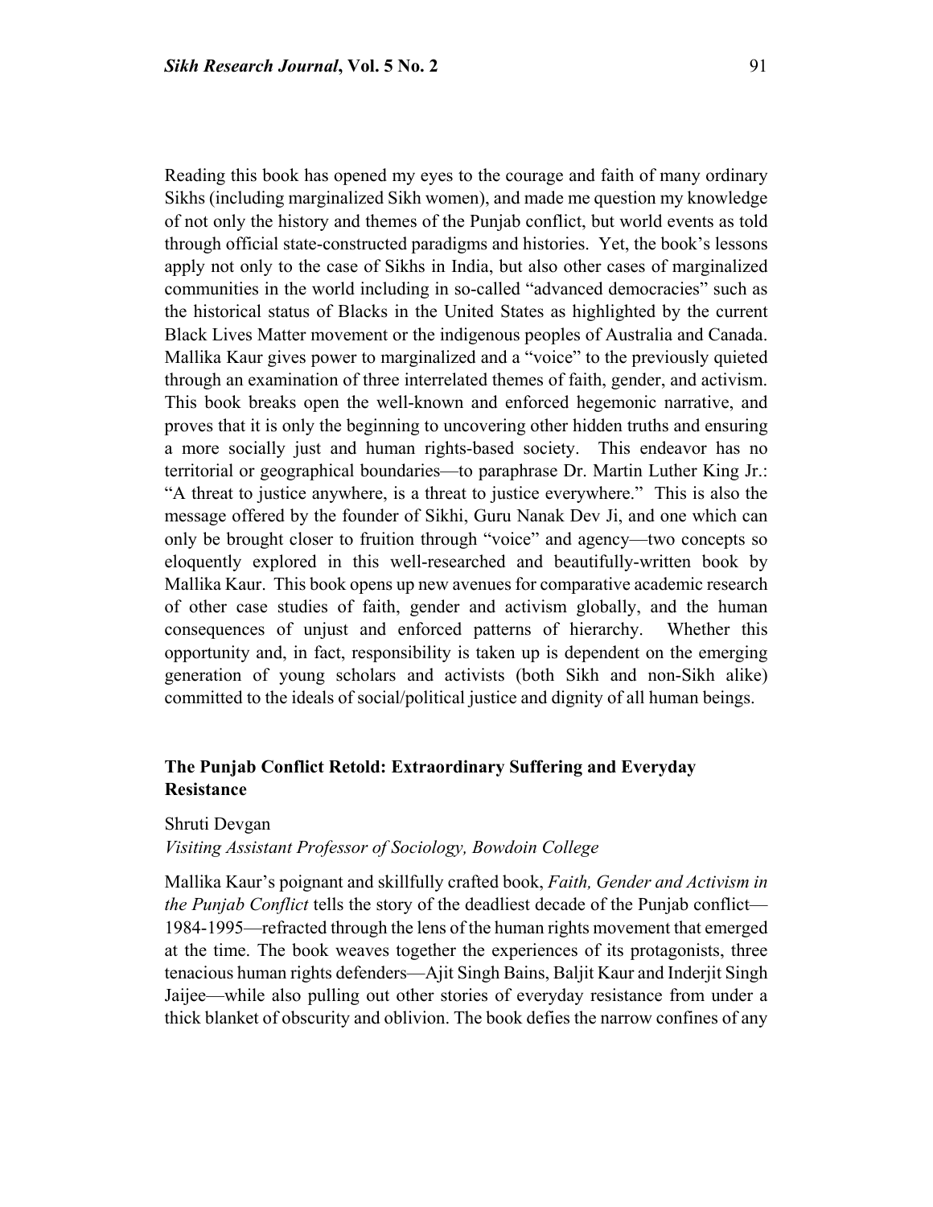Reading this book has opened my eyes to the courage and faith of many ordinary Sikhs (including marginalized Sikh women), and made me question my knowledge of not only the history and themes of the Punjab conflict, but world events as told through official state-constructed paradigms and histories. Yet, the book's lessons apply not only to the case of Sikhs in India, but also other cases of marginalized communities in the world including in so-called "advanced democracies" such as the historical status of Blacks in the United States as highlighted by the current Black Lives Matter movement or the indigenous peoples of Australia and Canada. Mallika Kaur gives power to marginalized and a "voice" to the previously quieted through an examination of three interrelated themes of faith, gender, and activism. This book breaks open the well-known and enforced hegemonic narrative, and proves that it is only the beginning to uncovering other hidden truths and ensuring a more socially just and human rights-based society. This endeavor has no territorial or geographical boundaries—to paraphrase Dr. Martin Luther King Jr.: "A threat to justice anywhere, is a threat to justice everywhere." This is also the message offered by the founder of Sikhi, Guru Nanak Dev Ji, and one which can only be brought closer to fruition through "voice" and agency—two concepts so eloquently explored in this well-researched and beautifully-written book by Mallika Kaur. This book opens up new avenues for comparative academic research of other case studies of faith, gender and activism globally, and the human consequences of unjust and enforced patterns of hierarchy. Whether this opportunity and, in fact, responsibility is taken up is dependent on the emerging generation of young scholars and activists (both Sikh and non-Sikh alike) committed to the ideals of social/political justice and dignity of all human beings.

## The Punjab Conflict Retold: Extraordinary Suffering and Everyday Resistance

Shruti Devgan
*Visiting Assistant Professor of Sociology, Bowdoin College*

Mallika Kaur's poignant and skillfully crafted book, *Faith, Gender and Activism in the Punjab Conflict* tells the story of the deadliest decade of the Punjab conflict—1984-1995—refracted through the lens of the human rights movement that emerged at the time. The book weaves together the experiences of its protagonists, three tenacious human rights defenders—Ajit Singh Bains, Baljit Kaur and Inderjit Singh Jaijee—while also pulling out other stories of everyday resistance from under a thick blanket of obscurity and oblivion. The book defies the narrow confines of any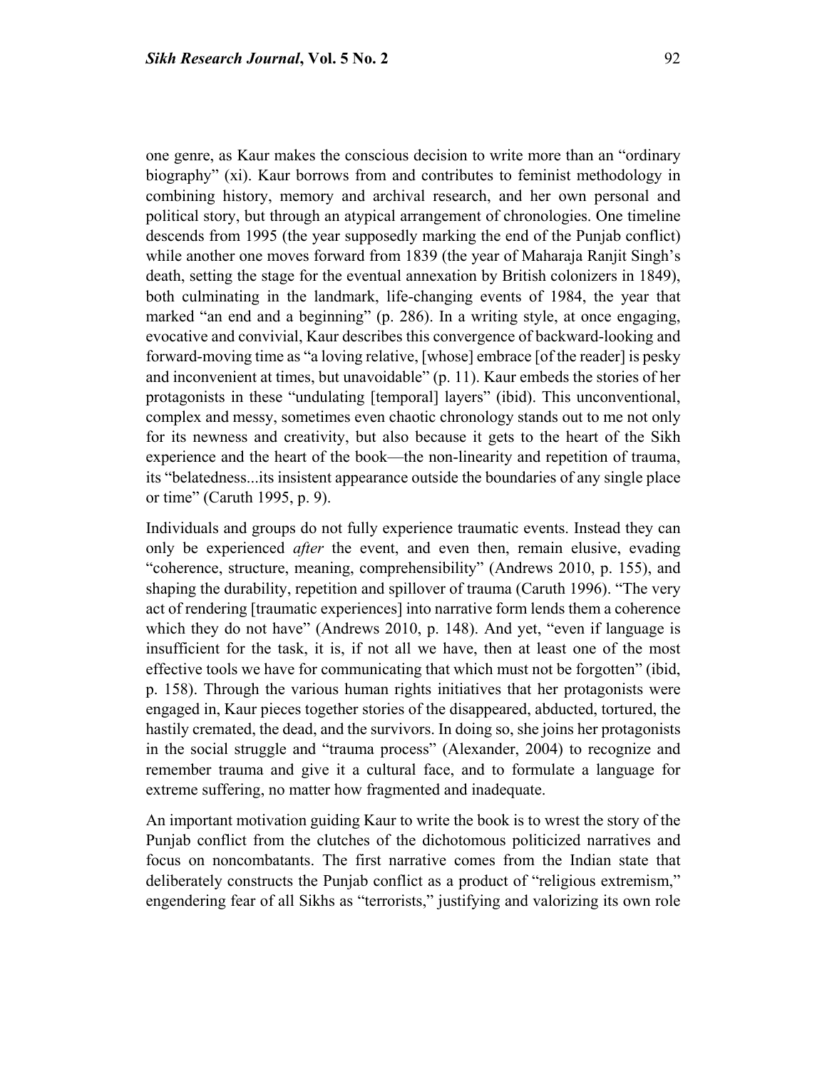one genre, as Kaur makes the conscious decision to write more than an "ordinary biography" (xi). Kaur borrows from and contributes to feminist methodology in combining history, memory and archival research, and her own personal and political story, but through an atypical arrangement of chronologies. One timeline descends from 1995 (the year supposedly marking the end of the Punjab conflict) while another one moves forward from 1839 (the year of Maharaja Ranjit Singh's death, setting the stage for the eventual annexation by British colonizers in 1849), both culminating in the landmark, life-changing events of 1984, the year that marked "an end and a beginning" (p. 286). In a writing style, at once engaging, evocative and convivial, Kaur describes this convergence of backward-looking and forward-moving time as "a loving relative, [whose] embrace [of the reader] is pesky and inconvenient at times, but unavoidable" (p. 11). Kaur embeds the stories of her protagonists in these "undulating [temporal] layers" (ibid). This unconventional, complex and messy, sometimes even chaotic chronology stands out to me not only for its newness and creativity, but also because it gets to the heart of the Sikh experience and the heart of the book—the non-linearity and repetition of trauma, its "belatedness...its insistent appearance outside the boundaries of any single place or time" (Caruth 1995, p. 9).

Individuals and groups do not fully experience traumatic events. Instead they can only be experienced *after* the event, and even then, remain elusive, evading "coherence, structure, meaning, comprehensibility" (Andrews 2010, p. 155), and shaping the durability, repetition and spillover of trauma (Caruth 1996). "The very act of rendering [traumatic experiences] into narrative form lends them a coherence which they do not have" (Andrews 2010, p. 148). And yet, "even if language is insufficient for the task, it is, if not all we have, then at least one of the most effective tools we have for communicating that which must not be forgotten" (ibid, p. 158). Through the various human rights initiatives that her protagonists were engaged in, Kaur pieces together stories of the disappeared, abducted, tortured, the hastily cremated, the dead, and the survivors. In doing so, she joins her protagonists in the social struggle and "trauma process" (Alexander, 2004) to recognize and remember trauma and give it a cultural face, and to formulate a language for extreme suffering, no matter how fragmented and inadequate.

An important motivation guiding Kaur to write the book is to wrest the story of the Punjab conflict from the clutches of the dichotomous politicized narratives and focus on noncombatants. The first narrative comes from the Indian state that deliberately constructs the Punjab conflict as a product of "religious extremism," engendering fear of all Sikhs as "terrorists," justifying and valorizing its own role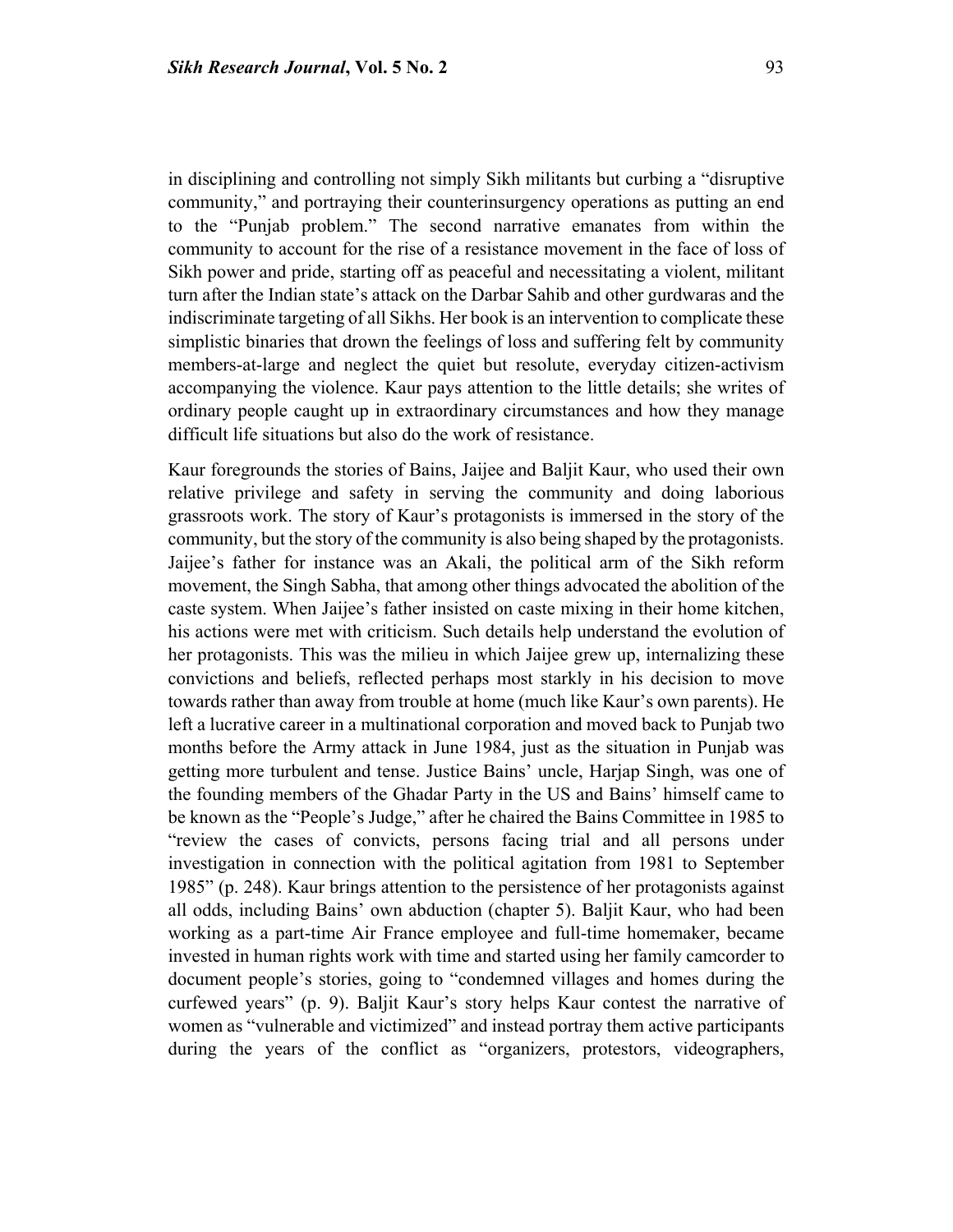in disciplining and controlling not simply Sikh militants but curbing a "disruptive community," and portraying their counterinsurgency operations as putting an end to the "Punjab problem." The second narrative emanates from within the community to account for the rise of a resistance movement in the face of loss of Sikh power and pride, starting off as peaceful and necessitating a violent, militant turn after the Indian state's attack on the Darbar Sahib and other gurdwaras and the indiscriminate targeting of all Sikhs. Her book is an intervention to complicate these simplistic binaries that drown the feelings of loss and suffering felt by community members-at-large and neglect the quiet but resolute, everyday citizen-activism accompanying the violence. Kaur pays attention to the little details; she writes of ordinary people caught up in extraordinary circumstances and how they manage difficult life situations but also do the work of resistance.

Kaur foregrounds the stories of Bains, Jaijee and Baljit Kaur, who used their own relative privilege and safety in serving the community and doing laborious grassroots work. The story of Kaur's protagonists is immersed in the story of the community, but the story of the community is also being shaped by the protagonists. Jaijee's father for instance was an Akali, the political arm of the Sikh reform movement, the Singh Sabha, that among other things advocated the abolition of the caste system. When Jaijee's father insisted on caste mixing in their home kitchen, his actions were met with criticism. Such details help understand the evolution of her protagonists. This was the milieu in which Jaijee grew up, internalizing these convictions and beliefs, reflected perhaps most starkly in his decision to move towards rather than away from trouble at home (much like Kaur's own parents). He left a lucrative career in a multinational corporation and moved back to Punjab two months before the Army attack in June 1984, just as the situation in Punjab was getting more turbulent and tense. Justice Bains' uncle, Harjap Singh, was one of the founding members of the Ghadar Party in the US and Bains' himself came to be known as the "People's Judge," after he chaired the Bains Committee in 1985 to "review the cases of convicts, persons facing trial and all persons under investigation in connection with the political agitation from 1981 to September 1985" (p. 248). Kaur brings attention to the persistence of her protagonists against all odds, including Bains' own abduction (chapter 5). Baljit Kaur, who had been working as a part-time Air France employee and full-time homemaker, became invested in human rights work with time and started using her family camcorder to document people's stories, going to "condemned villages and homes during the curfewed years" (p. 9). Baljit Kaur's story helps Kaur contest the narrative of women as "vulnerable and victimized" and instead portray them active participants during the years of the conflict as "organizers, protestors, videographers,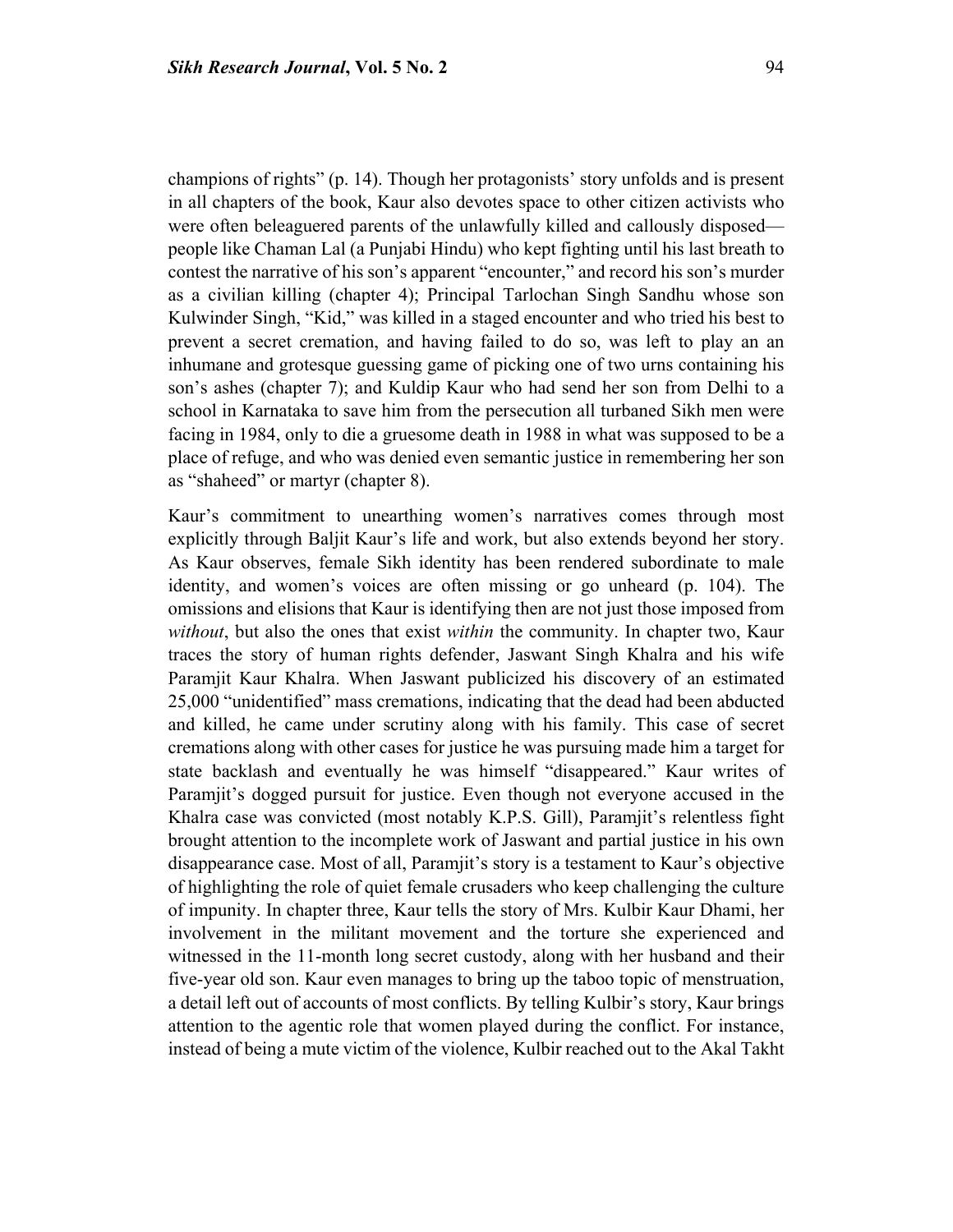champions of rights" (p. 14). Though her protagonists' story unfolds and is present in all chapters of the book, Kaur also devotes space to other citizen activists who were often beleaguered parents of the unlawfully killed and callously disposed—people like Chaman Lal (a Punjabi Hindu) who kept fighting until his last breath to contest the narrative of his son's apparent "encounter," and record his son's murder as a civilian killing (chapter 4); Principal Tarlochan Singh Sandhu whose son Kulwinder Singh, "Kid," was killed in a staged encounter and who tried his best to prevent a secret cremation, and having failed to do so, was left to play an an inhumane and grotesque guessing game of picking one of two urns containing his son's ashes (chapter 7); and Kuldip Kaur who had send her son from Delhi to a school in Karnataka to save him from the persecution all turbaned Sikh men were facing in 1984, only to die a gruesome death in 1988 in what was supposed to be a place of refuge, and who was denied even semantic justice in remembering her son as "shaheed" or martyr (chapter 8).

Kaur's commitment to unearthing women's narratives comes through most explicitly through Baljit Kaur's life and work, but also extends beyond her story. As Kaur observes, female Sikh identity has been rendered subordinate to male identity, and women's voices are often missing or go unheard (p. 104). The omissions and elisions that Kaur is identifying then are not just those imposed from *without*, but also the ones that exist *within* the community. In chapter two, Kaur traces the story of human rights defender, Jaswant Singh Khalra and his wife Paramjit Kaur Khalra. When Jaswant publicized his discovery of an estimated 25,000 "unidentified" mass cremations, indicating that the dead had been abducted and killed, he came under scrutiny along with his family. This case of secret cremations along with other cases for justice he was pursuing made him a target for state backlash and eventually he was himself "disappeared." Kaur writes of Paramjit's dogged pursuit for justice. Even though not everyone accused in the Khalra case was convicted (most notably K.P.S. Gill), Paramjit's relentless fight brought attention to the incomplete work of Jaswant and partial justice in his own disappearance case. Most of all, Paramjit's story is a testament to Kaur's objective of highlighting the role of quiet female crusaders who keep challenging the culture of impunity. In chapter three, Kaur tells the story of Mrs. Kulbir Kaur Dhami, her involvement in the militant movement and the torture she experienced and witnessed in the 11-month long secret custody, along with her husband and their five-year old son. Kaur even manages to bring up the taboo topic of menstruation, a detail left out of accounts of most conflicts. By telling Kulbir's story, Kaur brings attention to the agentic role that women played during the conflict. For instance, instead of being a mute victim of the violence, Kulbir reached out to the Akal Takht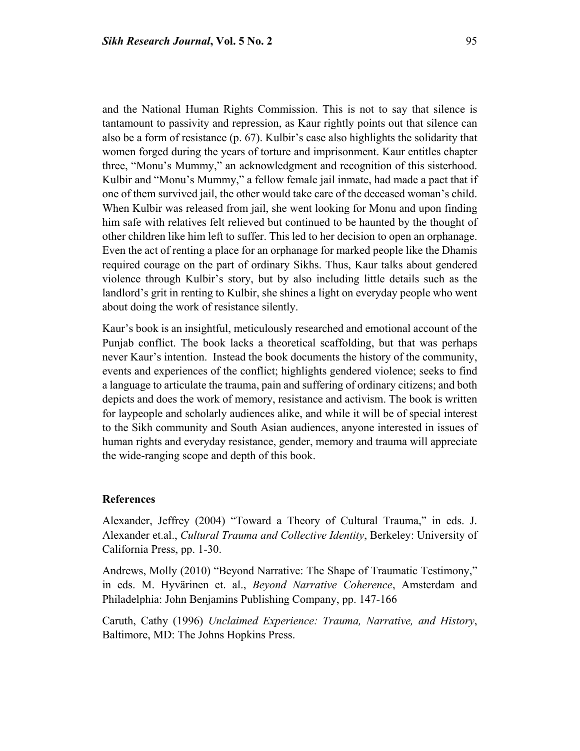and the National Human Rights Commission. This is not to say that silence is tantamount to passivity and repression, as Kaur rightly points out that silence can also be a form of resistance (p. 67). Kulbir's case also highlights the solidarity that women forged during the years of torture and imprisonment. Kaur entitles chapter three, "Monu's Mummy," an acknowledgment and recognition of this sisterhood. Kulbir and "Monu's Mummy," a fellow female jail inmate, had made a pact that if one of them survived jail, the other would take care of the deceased woman's child. When Kulbir was released from jail, she went looking for Monu and upon finding him safe with relatives felt relieved but continued to be haunted by the thought of other children like him left to suffer. This led to her decision to open an orphanage. Even the act of renting a place for an orphanage for marked people like the Dhamis required courage on the part of ordinary Sikhs. Thus, Kaur talks about gendered violence through Kulbir's story, but by also including little details such as the landlord's grit in renting to Kulbir, she shines a light on everyday people who went about doing the work of resistance silently.

Kaur's book is an insightful, meticulously researched and emotional account of the Punjab conflict. The book lacks a theoretical scaffolding, but that was perhaps never Kaur's intention. Instead the book documents the history of the community, events and experiences of the conflict; highlights gendered violence; seeks to find a language to articulate the trauma, pain and suffering of ordinary citizens; and both depicts and does the work of memory, resistance and activism. The book is written for laypeople and scholarly audiences alike, and while it will be of special interest to the Sikh community and South Asian audiences, anyone interested in issues of human rights and everyday resistance, gender, memory and trauma will appreciate the wide-ranging scope and depth of this book.

### References

Alexander, Jeffrey (2004) "Toward a Theory of Cultural Trauma," in eds. J. Alexander et.al., *Cultural Trauma and Collective Identity*, Berkeley: University of California Press, pp. 1-30.

Andrews, Molly (2010) "Beyond Narrative: The Shape of Traumatic Testimony," in eds. M. Hyvärinen et. al., *Beyond Narrative Coherence*, Amsterdam and Philadelphia: John Benjamins Publishing Company, pp. 147-166

Caruth, Cathy (1996) *Unclaimed Experience: Trauma, Narrative, and History*, Baltimore, MD: The Johns Hopkins Press.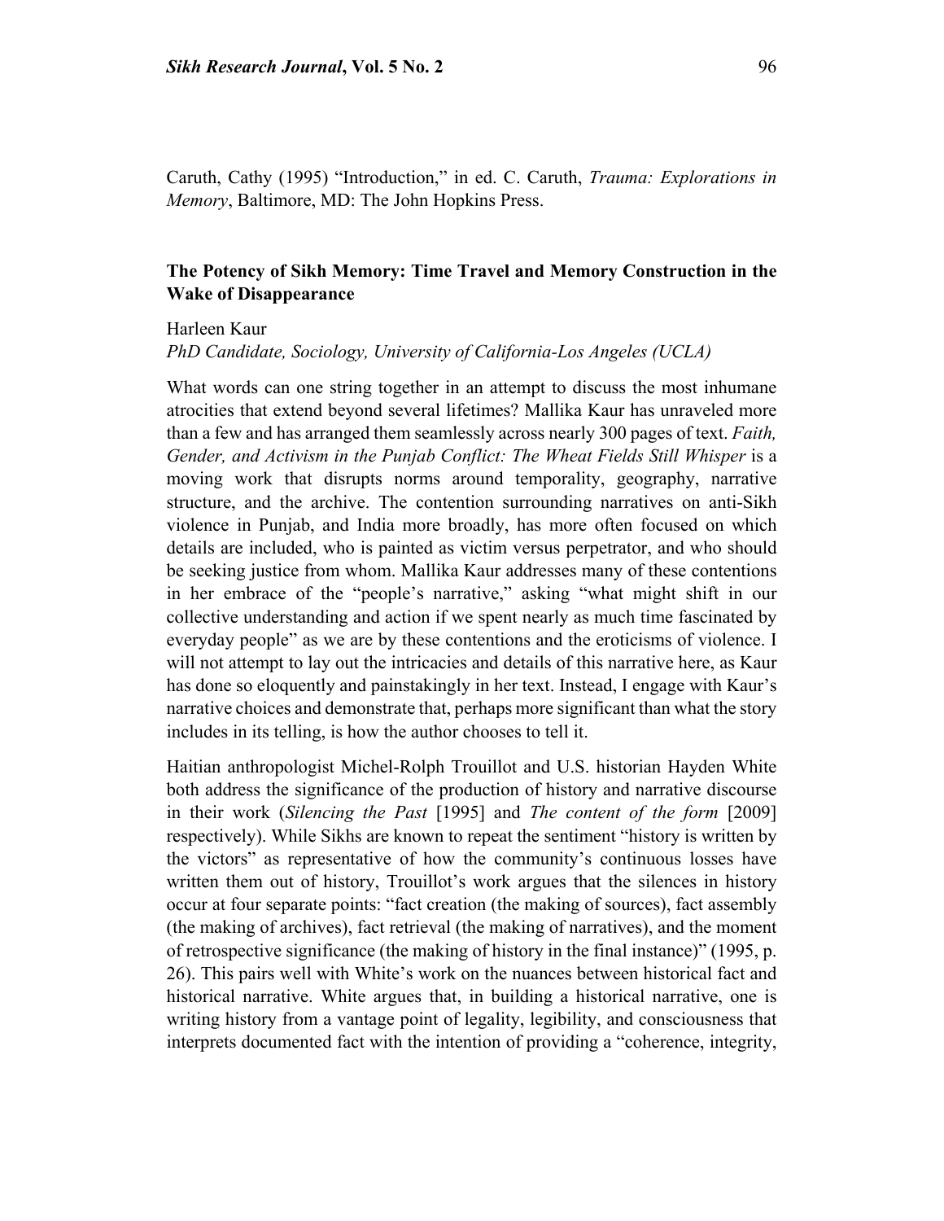Caruth, Cathy (1995) "Introduction," in ed. C. Caruth, *Trauma: Explorations in Memory*, Baltimore, MD: The John Hopkins Press.

## The Potency of Sikh Memory: Time Travel and Memory Construction in the Wake of Disappearance

Harleen Kaur
*PhD Candidate, Sociology, University of California-Los Angeles (UCLA)*

What words can one string together in an attempt to discuss the most inhumane atrocities that extend beyond several lifetimes? Mallika Kaur has unraveled more than a few and has arranged them seamlessly across nearly 300 pages of text. *Faith, Gender, and Activism in the Punjab Conflict: The Wheat Fields Still Whisper* is a moving work that disrupts norms around temporality, geography, narrative structure, and the archive. The contention surrounding narratives on anti-Sikh violence in Punjab, and India more broadly, has more often focused on which details are included, who is painted as victim versus perpetrator, and who should be seeking justice from whom. Mallika Kaur addresses many of these contentions in her embrace of the "people's narrative," asking "what might shift in our collective understanding and action if we spent nearly as much time fascinated by everyday people" as we are by these contentions and the eroticisms of violence. I will not attempt to lay out the intricacies and details of this narrative here, as Kaur has done so eloquently and painstakingly in her text. Instead, I engage with Kaur's narrative choices and demonstrate that, perhaps more significant than what the story includes in its telling, is how the author chooses to tell it.

Haitian anthropologist Michel-Rolph Trouillot and U.S. historian Hayden White both address the significance of the production of history and narrative discourse in their work (*Silencing the Past* [1995] and *The content of the form* [2009] respectively). While Sikhs are known to repeat the sentiment "history is written by the victors" as representative of how the community's continuous losses have written them out of history, Trouillot's work argues that the silences in history occur at four separate points: "fact creation (the making of sources), fact assembly (the making of archives), fact retrieval (the making of narratives), and the moment of retrospective significance (the making of history in the final instance)" (1995, p. 26). This pairs well with White's work on the nuances between historical fact and historical narrative. White argues that, in building a historical narrative, one is writing history from a vantage point of legality, legibility, and consciousness that interprets documented fact with the intention of providing a "coherence, integrity,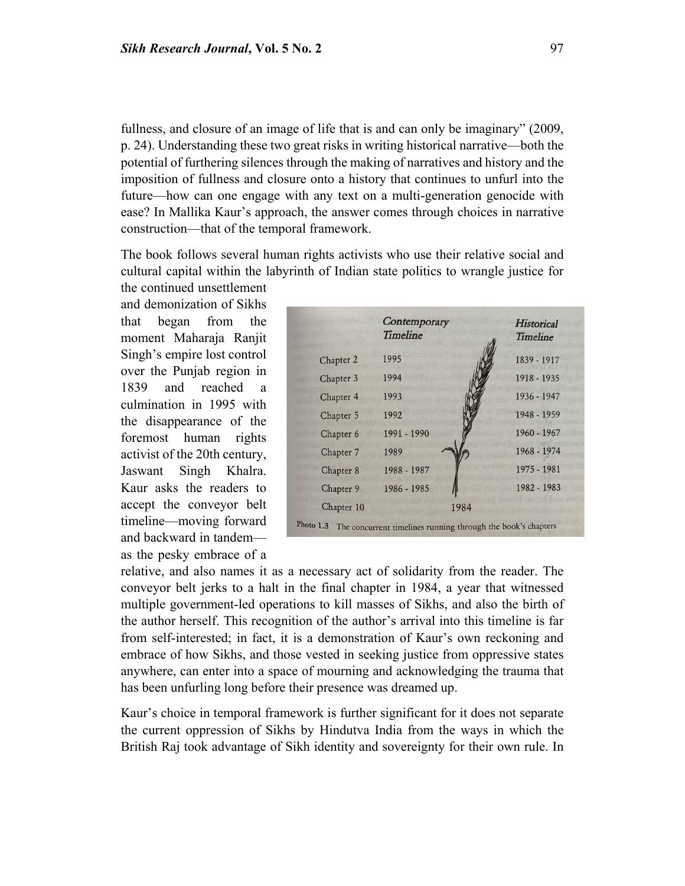fullness, and closure of an image of life that is and can only be imaginary" (2009, p. 24). Understanding these two great risks in writing historical narrative—both the potential of furthering silences through the making of narratives and history and the imposition of fullness and closure onto a history that continues to unfurl into the future—how can one engage with any text on a multi-generation genocide with ease? In Mallika Kaur's approach, the answer comes through choices in narrative construction—that of the temporal framework.

The book follows several human rights activists who use their relative social and cultural capital within the labyrinth of Indian state politics to wrangle justice for the continued unsettlement and demonization of Sikhs that began from the moment Maharaja Ranjit Singh's empire lost control over the Punjab region in 1839 and reached a culmination in 1995 with the disappearance of the foremost human rights activist of the 20th century, Jaswant Singh Khalra. Kaur asks the readers to accept the conveyor belt timeline—moving forward and backward in tandem—as the pesky embrace of a relative, and also names it as a necessary act of solidarity from the reader. The conveyor belt jerks to a halt in the final chapter in 1984, a year that witnessed multiple government-led operations to kill masses of Sikhs, and also the birth of the author herself. This recognition of the author's arrival into this timeline is far from self-interested; in fact, it is a demonstration of Kaur's own reckoning and embrace of how Sikhs, and those vested in seeking justice from oppressive states anywhere, can enter into a space of mourning and acknowledging the trauma that has been unfurling long before their presence was dreamed up.

| | *Contemporary Timeline* | *Historical Timeline* |
|---|---|---|
| Chapter 2 | 1995 | 1839 - 1917 |
| Chapter 3 | 1994 | 1918 - 1935 |
| Chapter 4 | 1993 | 1936 - 1947 |
| Chapter 5 | 1992 | 1948 - 1959 |
| Chapter 6 | 1991 - 1990 | 1960 - 1967 |
| Chapter 7 | 1989 | 1968 - 1974 |
| Chapter 8 | 1988 - 1987 | 1975 - 1981 |
| Chapter 9 | 1986 - 1985 | 1982 - 1983 |
| Chapter 10 | 1984 | |

**Photo 1.3** The concurrent timelines running through the book's chapters

Kaur's choice in temporal framework is further significant for it does not separate the current oppression of Sikhs by Hindutva India from the ways in which the British Raj took advantage of Sikh identity and sovereignty for their own rule. In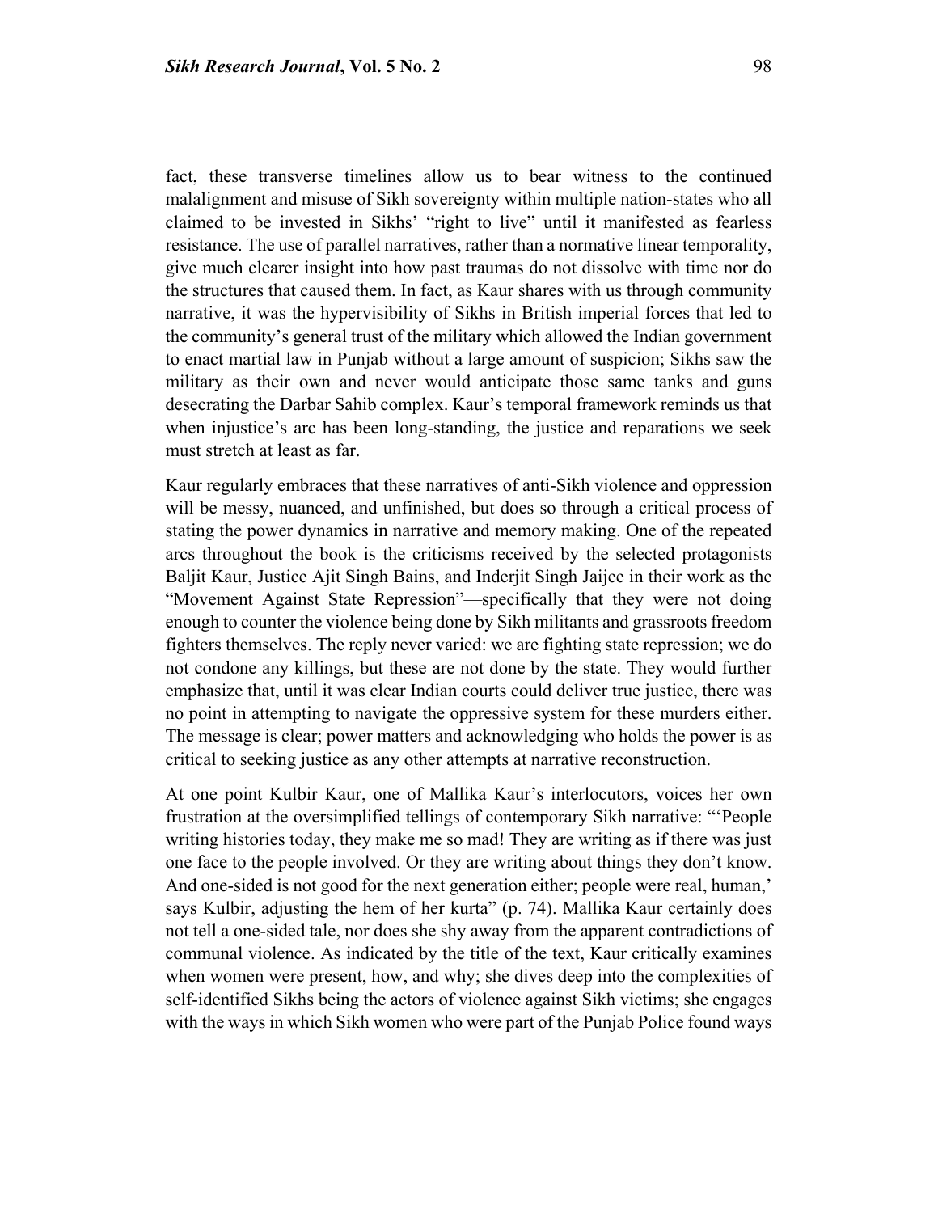fact, these transverse timelines allow us to bear witness to the continued malalignment and misuse of Sikh sovereignty within multiple nation-states who all claimed to be invested in Sikhs' "right to live" until it manifested as fearless resistance. The use of parallel narratives, rather than a normative linear temporality, give much clearer insight into how past traumas do not dissolve with time nor do the structures that caused them. In fact, as Kaur shares with us through community narrative, it was the hypervisibility of Sikhs in British imperial forces that led to the community's general trust of the military which allowed the Indian government to enact martial law in Punjab without a large amount of suspicion; Sikhs saw the military as their own and never would anticipate those same tanks and guns desecrating the Darbar Sahib complex. Kaur's temporal framework reminds us that when injustice's arc has been long-standing, the justice and reparations we seek must stretch at least as far.

Kaur regularly embraces that these narratives of anti-Sikh violence and oppression will be messy, nuanced, and unfinished, but does so through a critical process of stating the power dynamics in narrative and memory making. One of the repeated arcs throughout the book is the criticisms received by the selected protagonists Baljit Kaur, Justice Ajit Singh Bains, and Inderjit Singh Jaijee in their work as the "Movement Against State Repression"—specifically that they were not doing enough to counter the violence being done by Sikh militants and grassroots freedom fighters themselves. The reply never varied: we are fighting state repression; we do not condone any killings, but these are not done by the state. They would further emphasize that, until it was clear Indian courts could deliver true justice, there was no point in attempting to navigate the oppressive system for these murders either. The message is clear; power matters and acknowledging who holds the power is as critical to seeking justice as any other attempts at narrative reconstruction.

At one point Kulbir Kaur, one of Mallika Kaur's interlocutors, voices her own frustration at the oversimplified tellings of contemporary Sikh narrative: "'People writing histories today, they make me so mad! They are writing as if there was just one face to the people involved. Or they are writing about things they don't know. And one-sided is not good for the next generation either; people were real, human,' says Kulbir, adjusting the hem of her kurta" (p. 74). Mallika Kaur certainly does not tell a one-sided tale, nor does she shy away from the apparent contradictions of communal violence. As indicated by the title of the text, Kaur critically examines when women were present, how, and why; she dives deep into the complexities of self-identified Sikhs being the actors of violence against Sikh victims; she engages with the ways in which Sikh women who were part of the Punjab Police found ways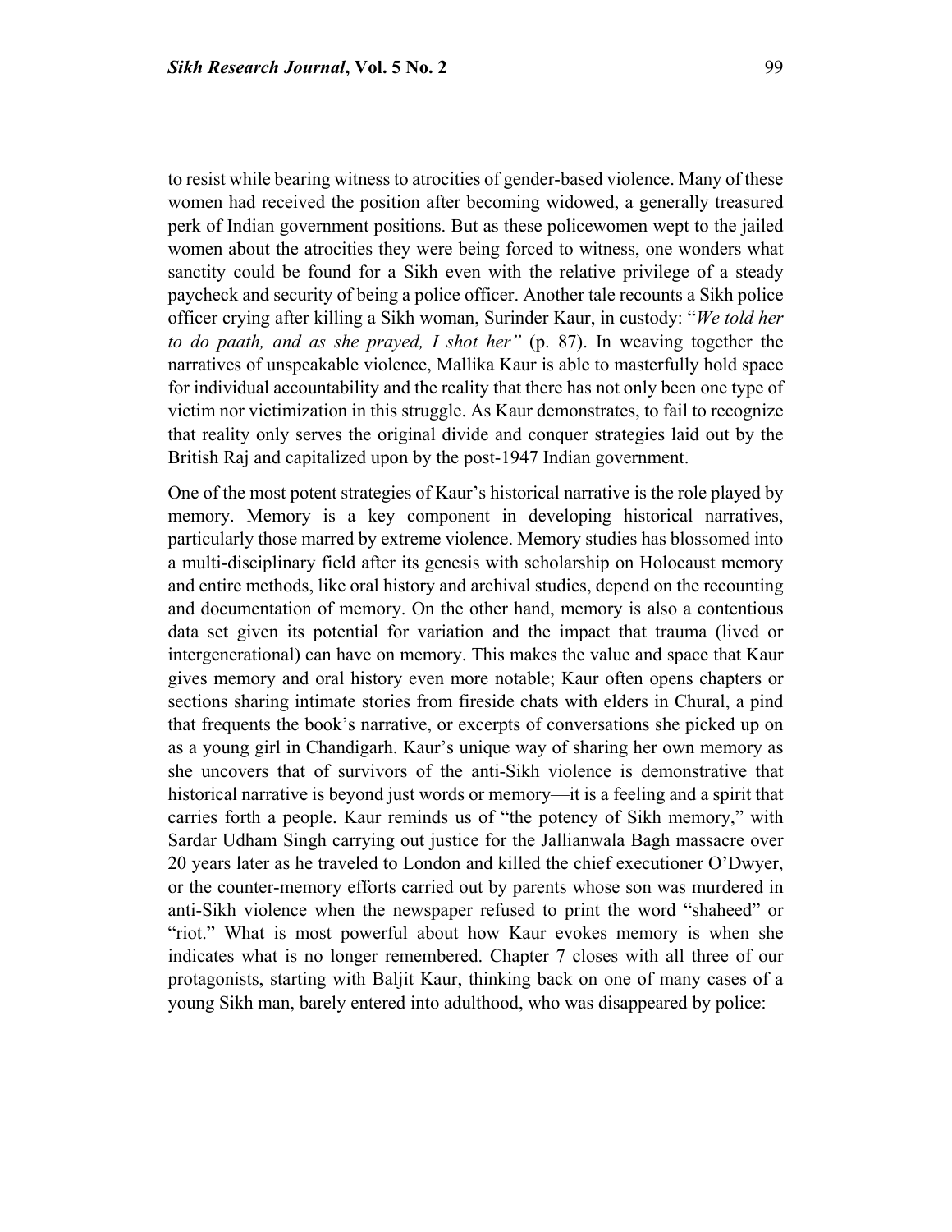to resist while bearing witness to atrocities of gender-based violence. Many of these women had received the position after becoming widowed, a generally treasured perk of Indian government positions. But as these policewomen wept to the jailed women about the atrocities they were being forced to witness, one wonders what sanctity could be found for a Sikh even with the relative privilege of a steady paycheck and security of being a police officer. Another tale recounts a Sikh police officer crying after killing a Sikh woman, Surinder Kaur, in custody: "*We told her to do paath, and as she prayed, I shot her"* (p. 87). In weaving together the narratives of unspeakable violence, Mallika Kaur is able to masterfully hold space for individual accountability and the reality that there has not only been one type of victim nor victimization in this struggle. As Kaur demonstrates, to fail to recognize that reality only serves the original divide and conquer strategies laid out by the British Raj and capitalized upon by the post-1947 Indian government.

One of the most potent strategies of Kaur's historical narrative is the role played by memory. Memory is a key component in developing historical narratives, particularly those marred by extreme violence. Memory studies has blossomed into a multi-disciplinary field after its genesis with scholarship on Holocaust memory and entire methods, like oral history and archival studies, depend on the recounting and documentation of memory. On the other hand, memory is also a contentious data set given its potential for variation and the impact that trauma (lived or intergenerational) can have on memory. This makes the value and space that Kaur gives memory and oral history even more notable; Kaur often opens chapters or sections sharing intimate stories from fireside chats with elders in Chural, a pind that frequents the book's narrative, or excerpts of conversations she picked up on as a young girl in Chandigarh. Kaur's unique way of sharing her own memory as she uncovers that of survivors of the anti-Sikh violence is demonstrative that historical narrative is beyond just words or memory—it is a feeling and a spirit that carries forth a people. Kaur reminds us of "the potency of Sikh memory," with Sardar Udham Singh carrying out justice for the Jallianwala Bagh massacre over 20 years later as he traveled to London and killed the chief executioner O'Dwyer, or the counter-memory efforts carried out by parents whose son was murdered in anti-Sikh violence when the newspaper refused to print the word "shaheed" or "riot." What is most powerful about how Kaur evokes memory is when she indicates what is no longer remembered. Chapter 7 closes with all three of our protagonists, starting with Baljit Kaur, thinking back on one of many cases of a young Sikh man, barely entered into adulthood, who was disappeared by police: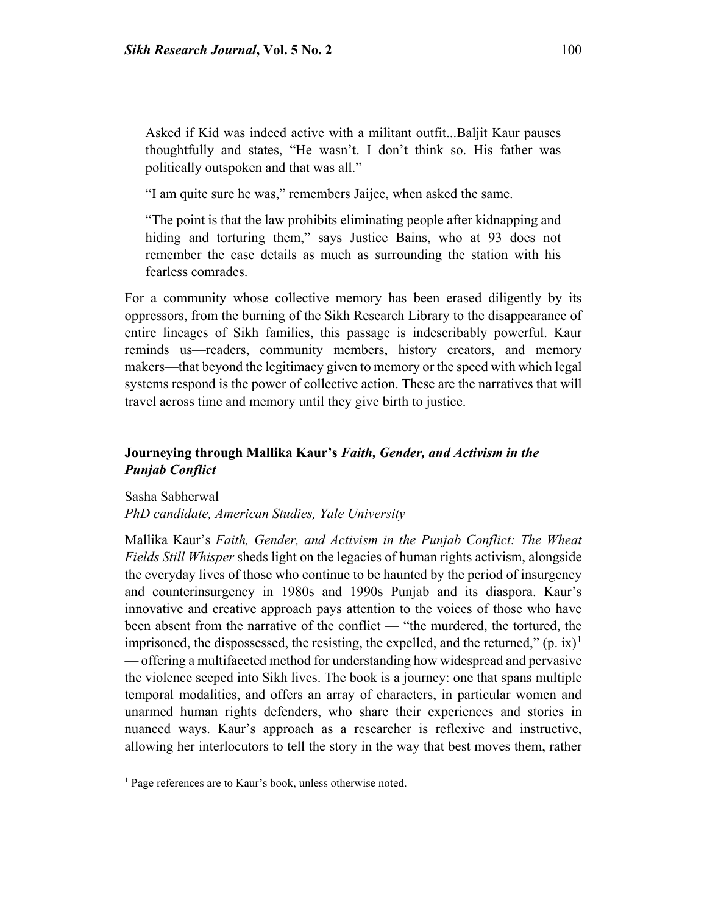> Asked if Kid was indeed active with a militant outfit...Baljit Kaur pauses thoughtfully and states, "He wasn't. I don't think so. His father was politically outspoken and that was all."
>
> "I am quite sure he was," remembers Jaijee, when asked the same.
>
> "The point is that the law prohibits eliminating people after kidnapping and hiding and torturing them," says Justice Bains, who at 93 does not remember the case details as much as surrounding the station with his fearless comrades.

For a community whose collective memory has been erased diligently by its oppressors, from the burning of the Sikh Research Library to the disappearance of entire lineages of Sikh families, this passage is indescribably powerful. Kaur reminds us—readers, community members, history creators, and memory makers—that beyond the legitimacy given to memory or the speed with which legal systems respond is the power of collective action. These are the narratives that will travel across time and memory until they give birth to justice.

## Journeying through Mallika Kaur's *Faith, Gender, and Activism in the Punjab Conflict*

Sasha Sabherwal
*PhD candidate, American Studies, Yale University*

Mallika Kaur's *Faith, Gender, and Activism in the Punjab Conflict: The Wheat Fields Still Whisper* sheds light on the legacies of human rights activism, alongside the everyday lives of those who continue to be haunted by the period of insurgency and counterinsurgency in 1980s and 1990s Punjab and its diaspora. Kaur's innovative and creative approach pays attention to the voices of those who have been absent from the narrative of the conflict — "the murdered, the tortured, the imprisoned, the dispossessed, the resisting, the expelled, and the returned," (p. ix)[1] — offering a multifaceted method for understanding how widespread and pervasive the violence seeped into Sikh lives. The book is a journey: one that spans multiple temporal modalities, and offers an array of characters, in particular women and unarmed human rights defenders, who share their experiences and stories in nuanced ways. Kaur's approach as a researcher is reflexive and instructive, allowing her interlocutors to tell the story in the way that best moves them, rather

[1] Page references are to Kaur's book, unless otherwise noted.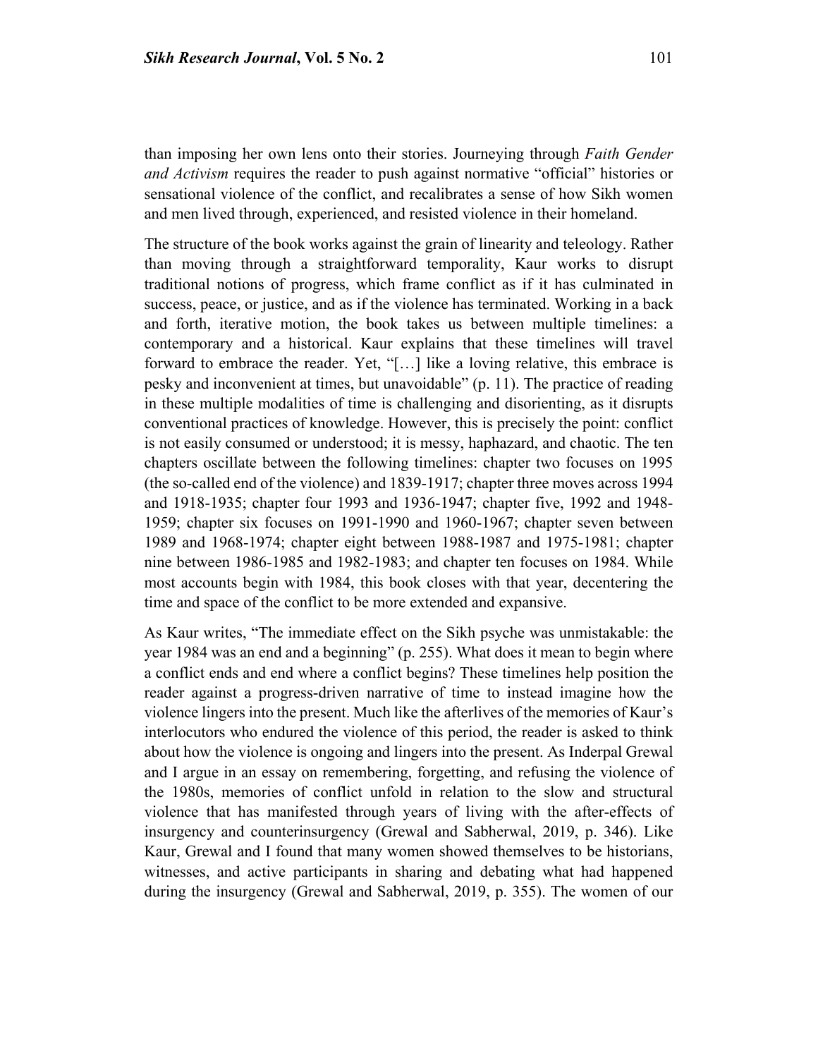than imposing her own lens onto their stories. Journeying through *Faith Gender and Activism* requires the reader to push against normative "official" histories or sensational violence of the conflict, and recalibrates a sense of how Sikh women and men lived through, experienced, and resisted violence in their homeland.

The structure of the book works against the grain of linearity and teleology. Rather than moving through a straightforward temporality, Kaur works to disrupt traditional notions of progress, which frame conflict as if it has culminated in success, peace, or justice, and as if the violence has terminated. Working in a back and forth, iterative motion, the book takes us between multiple timelines: a contemporary and a historical. Kaur explains that these timelines will travel forward to embrace the reader. Yet, "[…] like a loving relative, this embrace is pesky and inconvenient at times, but unavoidable" (p. 11). The practice of reading in these multiple modalities of time is challenging and disorienting, as it disrupts conventional practices of knowledge. However, this is precisely the point: conflict is not easily consumed or understood; it is messy, haphazard, and chaotic. The ten chapters oscillate between the following timelines: chapter two focuses on 1995 (the so-called end of the violence) and 1839-1917; chapter three moves across 1994 and 1918-1935; chapter four 1993 and 1936-1947; chapter five, 1992 and 1948-1959; chapter six focuses on 1991-1990 and 1960-1967; chapter seven between 1989 and 1968-1974; chapter eight between 1988-1987 and 1975-1981; chapter nine between 1986-1985 and 1982-1983; and chapter ten focuses on 1984. While most accounts begin with 1984, this book closes with that year, decentering the time and space of the conflict to be more extended and expansive.

As Kaur writes, "The immediate effect on the Sikh psyche was unmistakable: the year 1984 was an end and a beginning" (p. 255). What does it mean to begin where a conflict ends and end where a conflict begins? These timelines help position the reader against a progress-driven narrative of time to instead imagine how the violence lingers into the present. Much like the afterlives of the memories of Kaur's interlocutors who endured the violence of this period, the reader is asked to think about how the violence is ongoing and lingers into the present. As Inderpal Grewal and I argue in an essay on remembering, forgetting, and refusing the violence of the 1980s, memories of conflict unfold in relation to the slow and structural violence that has manifested through years of living with the after-effects of insurgency and counterinsurgency (Grewal and Sabherwal, 2019, p. 346). Like Kaur, Grewal and I found that many women showed themselves to be historians, witnesses, and active participants in sharing and debating what had happened during the insurgency (Grewal and Sabherwal, 2019, p. 355). The women of our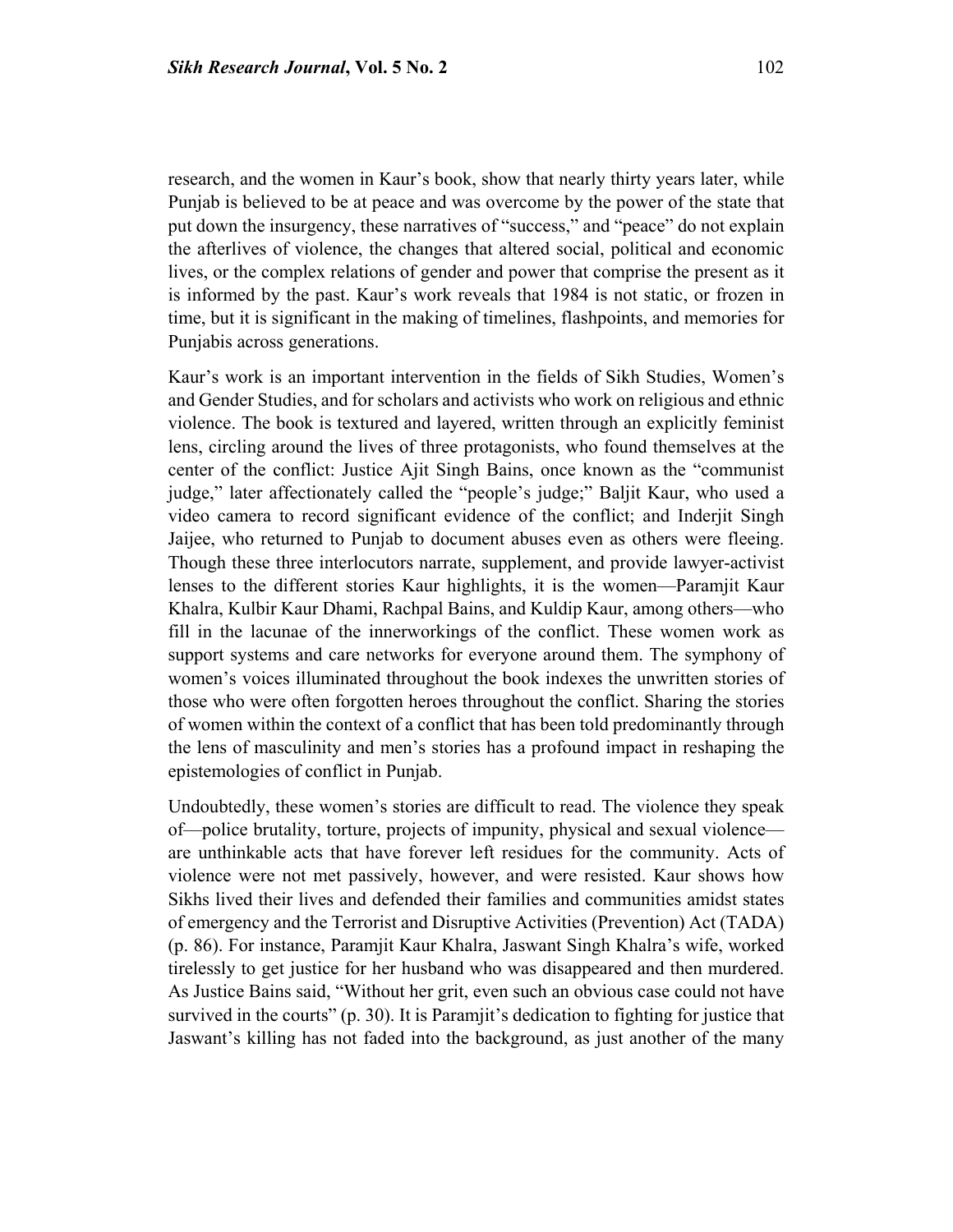research, and the women in Kaur's book, show that nearly thirty years later, while Punjab is believed to be at peace and was overcome by the power of the state that put down the insurgency, these narratives of "success," and "peace" do not explain the afterlives of violence, the changes that altered social, political and economic lives, or the complex relations of gender and power that comprise the present as it is informed by the past. Kaur's work reveals that 1984 is not static, or frozen in time, but it is significant in the making of timelines, flashpoints, and memories for Punjabis across generations.

Kaur's work is an important intervention in the fields of Sikh Studies, Women's and Gender Studies, and for scholars and activists who work on religious and ethnic violence. The book is textured and layered, written through an explicitly feminist lens, circling around the lives of three protagonists, who found themselves at the center of the conflict: Justice Ajit Singh Bains, once known as the "communist judge," later affectionately called the "people's judge;" Baljit Kaur, who used a video camera to record significant evidence of the conflict; and Inderjit Singh Jaijee, who returned to Punjab to document abuses even as others were fleeing. Though these three interlocutors narrate, supplement, and provide lawyer-activist lenses to the different stories Kaur highlights, it is the women—Paramjit Kaur Khalra, Kulbir Kaur Dhami, Rachpal Bains, and Kuldip Kaur, among others—who fill in the lacunae of the innerworkings of the conflict. These women work as support systems and care networks for everyone around them. The symphony of women's voices illuminated throughout the book indexes the unwritten stories of those who were often forgotten heroes throughout the conflict. Sharing the stories of women within the context of a conflict that has been told predominantly through the lens of masculinity and men's stories has a profound impact in reshaping the epistemologies of conflict in Punjab.

Undoubtedly, these women's stories are difficult to read. The violence they speak of—police brutality, torture, projects of impunity, physical and sexual violence—are unthinkable acts that have forever left residues for the community. Acts of violence were not met passively, however, and were resisted. Kaur shows how Sikhs lived their lives and defended their families and communities amidst states of emergency and the Terrorist and Disruptive Activities (Prevention) Act (TADA) (p. 86). For instance, Paramjit Kaur Khalra, Jaswant Singh Khalra's wife, worked tirelessly to get justice for her husband who was disappeared and then murdered. As Justice Bains said, "Without her grit, even such an obvious case could not have survived in the courts" (p. 30). It is Paramjit's dedication to fighting for justice that Jaswant's killing has not faded into the background, as just another of the many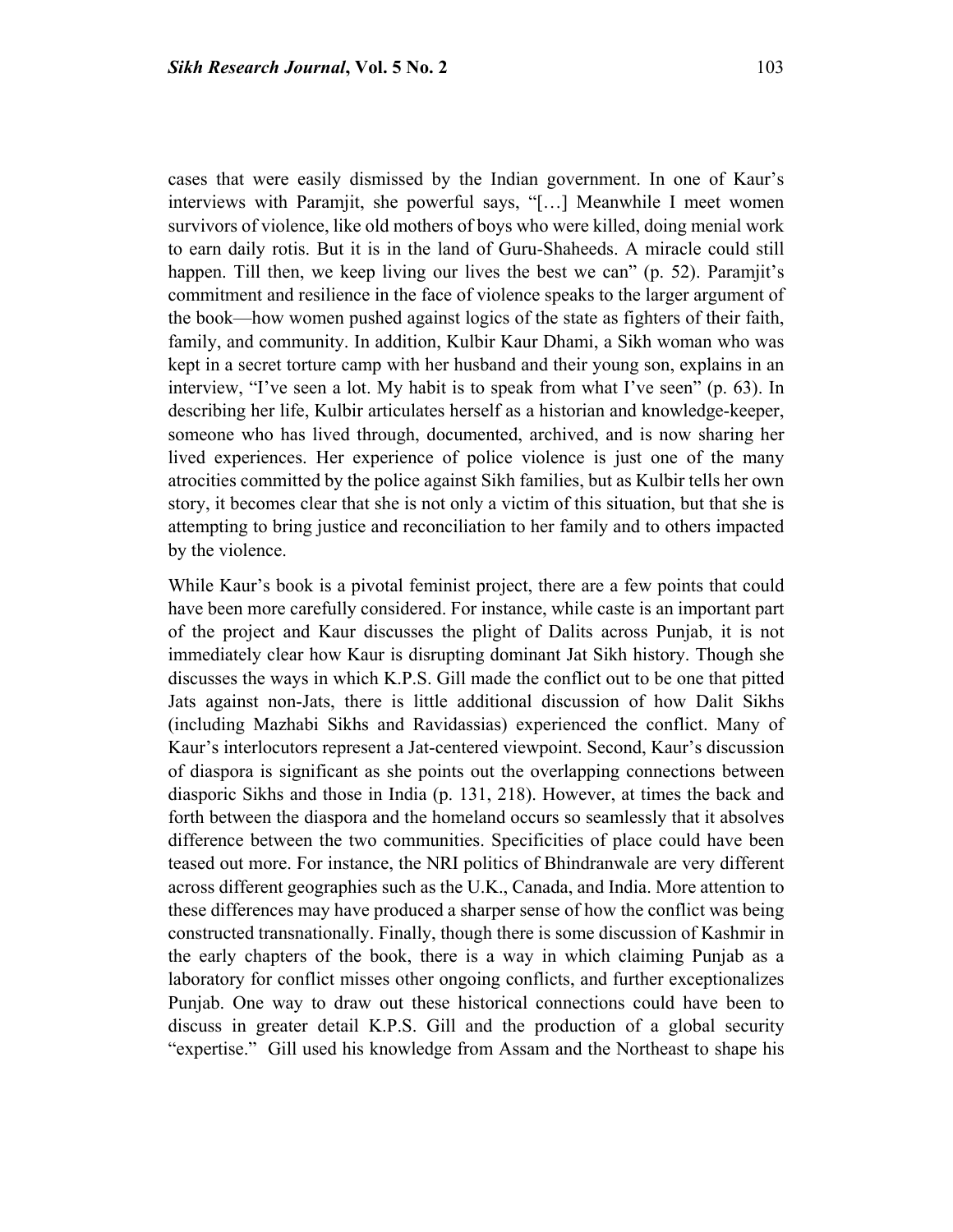cases that were easily dismissed by the Indian government. In one of Kaur's interviews with Paramjit, she powerful says, "[…] Meanwhile I meet women survivors of violence, like old mothers of boys who were killed, doing menial work to earn daily rotis. But it is in the land of Guru-Shaheeds. A miracle could still happen. Till then, we keep living our lives the best we can" (p. 52). Paramjit's commitment and resilience in the face of violence speaks to the larger argument of the book—how women pushed against logics of the state as fighters of their faith, family, and community. In addition, Kulbir Kaur Dhami, a Sikh woman who was kept in a secret torture camp with her husband and their young son, explains in an interview, "I've seen a lot. My habit is to speak from what I've seen" (p. 63). In describing her life, Kulbir articulates herself as a historian and knowledge-keeper, someone who has lived through, documented, archived, and is now sharing her lived experiences. Her experience of police violence is just one of the many atrocities committed by the police against Sikh families, but as Kulbir tells her own story, it becomes clear that she is not only a victim of this situation, but that she is attempting to bring justice and reconciliation to her family and to others impacted by the violence.

While Kaur's book is a pivotal feminist project, there are a few points that could have been more carefully considered. For instance, while caste is an important part of the project and Kaur discusses the plight of Dalits across Punjab, it is not immediately clear how Kaur is disrupting dominant Jat Sikh history. Though she discusses the ways in which K.P.S. Gill made the conflict out to be one that pitted Jats against non-Jats, there is little additional discussion of how Dalit Sikhs (including Mazhabi Sikhs and Ravidassias) experienced the conflict. Many of Kaur's interlocutors represent a Jat-centered viewpoint. Second, Kaur's discussion of diaspora is significant as she points out the overlapping connections between diasporic Sikhs and those in India (p. 131, 218). However, at times the back and forth between the diaspora and the homeland occurs so seamlessly that it absolves difference between the two communities. Specificities of place could have been teased out more. For instance, the NRI politics of Bhindranwale are very different across different geographies such as the U.K., Canada, and India. More attention to these differences may have produced a sharper sense of how the conflict was being constructed transnationally. Finally, though there is some discussion of Kashmir in the early chapters of the book, there is a way in which claiming Punjab as a laboratory for conflict misses other ongoing conflicts, and further exceptionalizes Punjab. One way to draw out these historical connections could have been to discuss in greater detail K.P.S. Gill and the production of a global security "expertise." Gill used his knowledge from Assam and the Northeast to shape his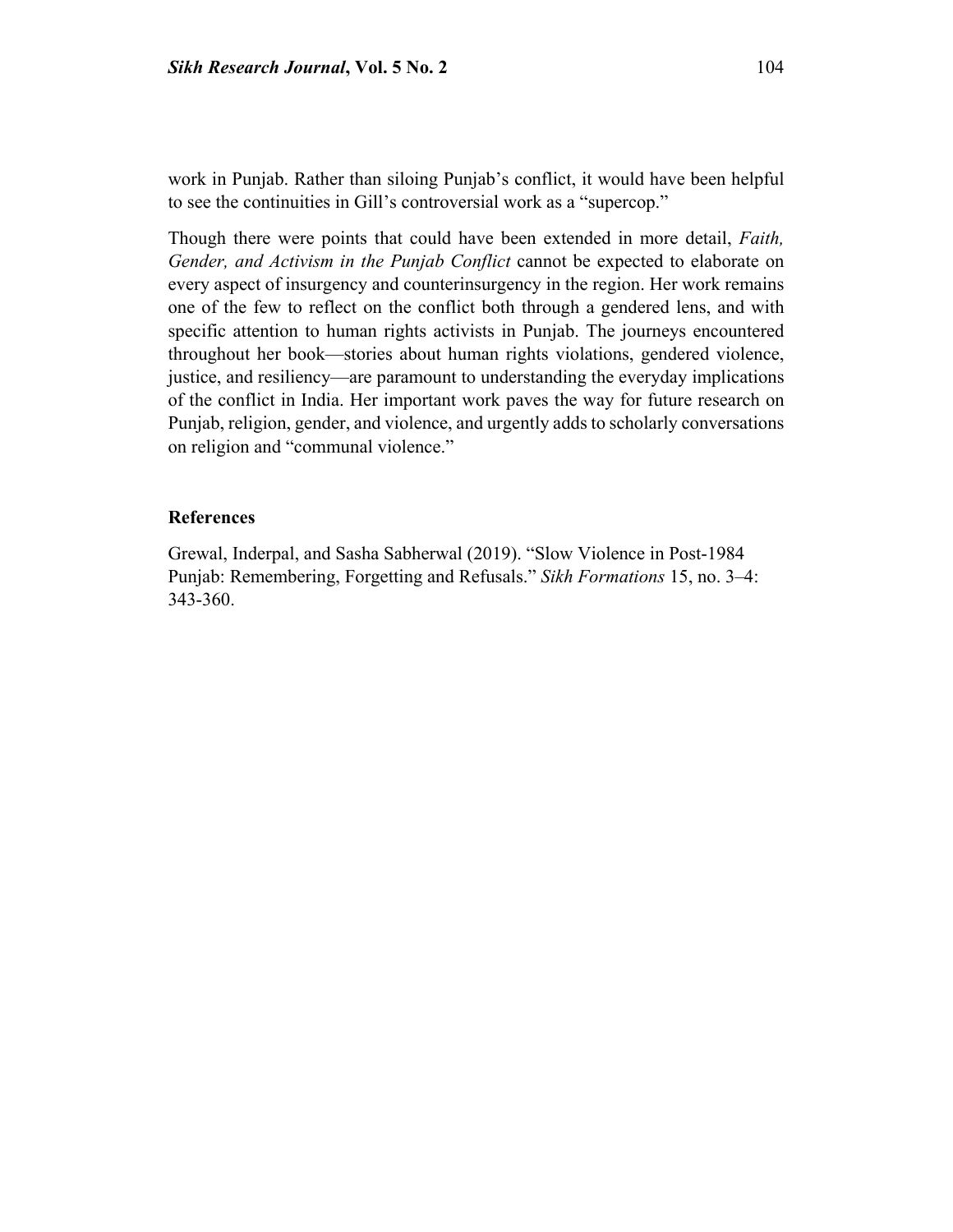work in Punjab. Rather than siloing Punjab's conflict, it would have been helpful to see the continuities in Gill's controversial work as a "supercop."

Though there were points that could have been extended in more detail, *Faith, Gender, and Activism in the Punjab Conflict* cannot be expected to elaborate on every aspect of insurgency and counterinsurgency in the region. Her work remains one of the few to reflect on the conflict both through a gendered lens, and with specific attention to human rights activists in Punjab. The journeys encountered throughout her book—stories about human rights violations, gendered violence, justice, and resiliency—are paramount to understanding the everyday implications of the conflict in India. Her important work paves the way for future research on Punjab, religion, gender, and violence, and urgently adds to scholarly conversations on religion and "communal violence."

### References

Grewal, Inderpal, and Sasha Sabherwal (2019). "Slow Violence in Post-1984 Punjab: Remembering, Forgetting and Refusals." *Sikh Formations* 15, no. 3–4: 343-360.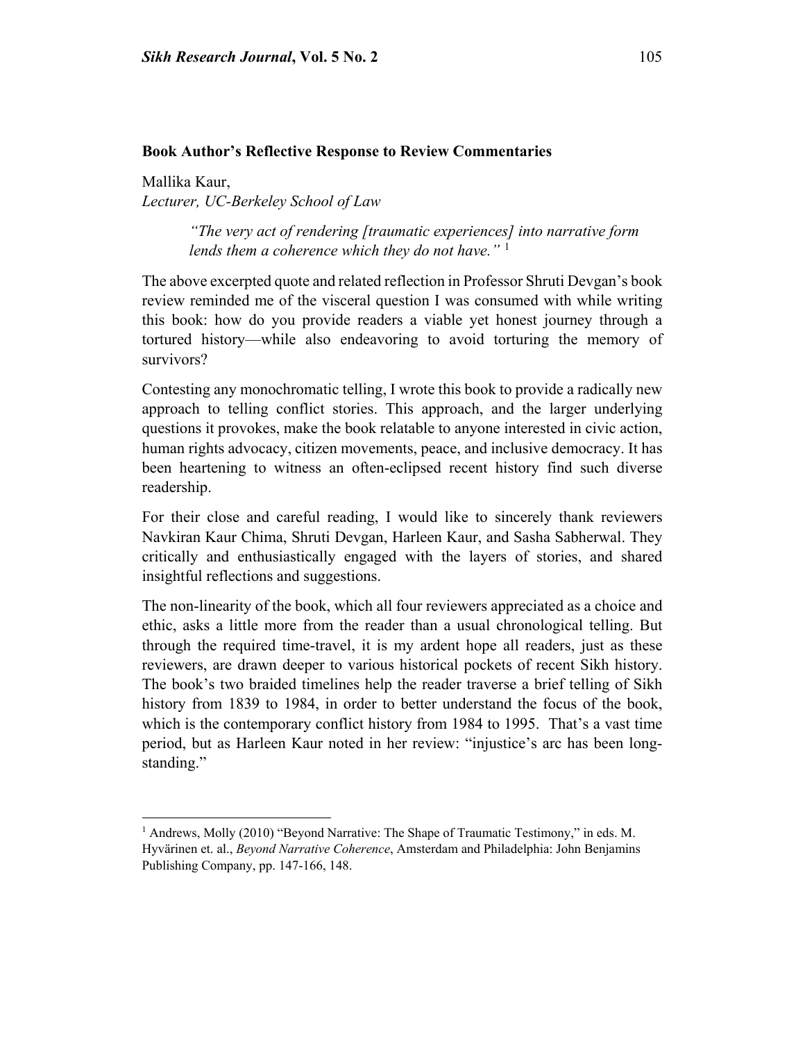## Book Author's Reflective Response to Review Commentaries

Mallika Kaur,
*Lecturer, UC-Berkeley School of Law*

> *"The very act of rendering [traumatic experiences] into narrative form lends them a coherence which they do not have."* [1]

The above excerpted quote and related reflection in Professor Shruti Devgan's book review reminded me of the visceral question I was consumed with while writing this book: how do you provide readers a viable yet honest journey through a tortured history—while also endeavoring to avoid torturing the memory of survivors?

Contesting any monochromatic telling, I wrote this book to provide a radically new approach to telling conflict stories. This approach, and the larger underlying questions it provokes, make the book relatable to anyone interested in civic action, human rights advocacy, citizen movements, peace, and inclusive democracy. It has been heartening to witness an often-eclipsed recent history find such diverse readership.

For their close and careful reading, I would like to sincerely thank reviewers Navkiran Kaur Chima, Shruti Devgan, Harleen Kaur, and Sasha Sabherwal. They critically and enthusiastically engaged with the layers of stories, and shared insightful reflections and suggestions.

The non-linearity of the book, which all four reviewers appreciated as a choice and ethic, asks a little more from the reader than a usual chronological telling. But through the required time-travel, it is my ardent hope all readers, just as these reviewers, are drawn deeper to various historical pockets of recent Sikh history. The book's two braided timelines help the reader traverse a brief telling of Sikh history from 1839 to 1984, in order to better understand the focus of the book, which is the contemporary conflict history from 1984 to 1995. That's a vast time period, but as Harleen Kaur noted in her review: "injustice's arc has been long-standing."

---

[1] Andrews, Molly (2010) "Beyond Narrative: The Shape of Traumatic Testimony," in eds. M. Hyvärinen et. al., *Beyond Narrative Coherence*, Amsterdam and Philadelphia: John Benjamins Publishing Company, pp. 147-166, 148.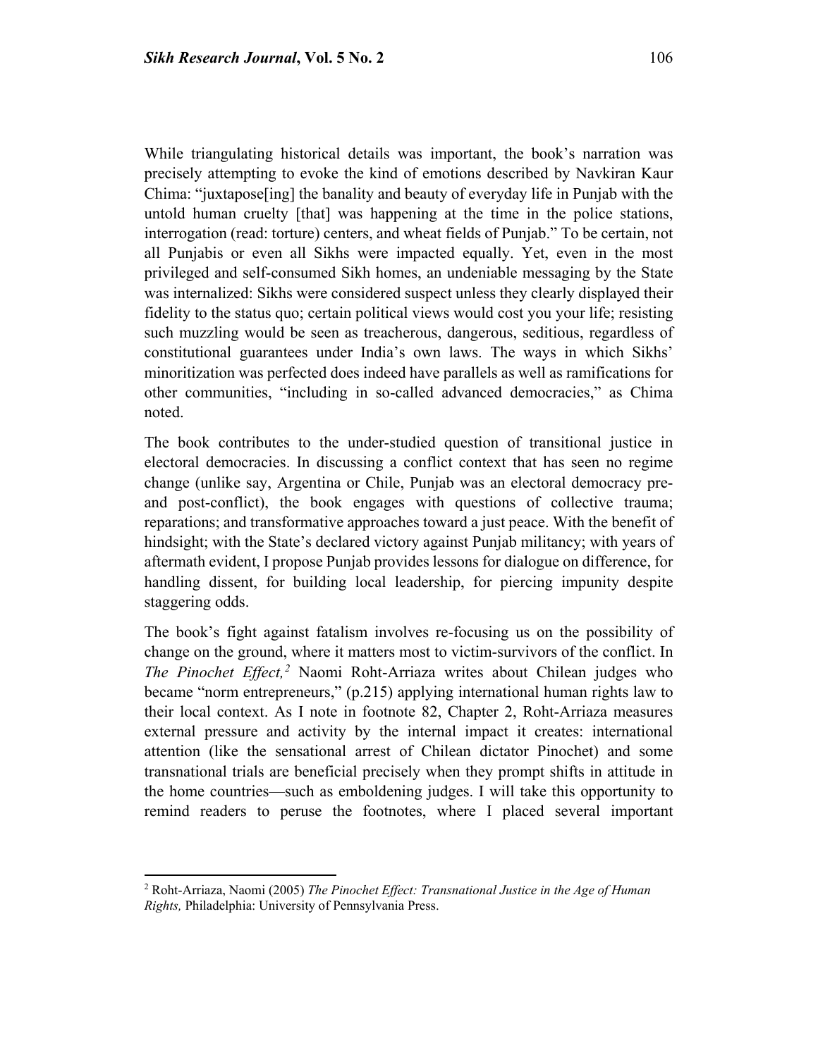While triangulating historical details was important, the book's narration was precisely attempting to evoke the kind of emotions described by Navkiran Kaur Chima: "juxtapose[ing] the banality and beauty of everyday life in Punjab with the untold human cruelty [that] was happening at the time in the police stations, interrogation (read: torture) centers, and wheat fields of Punjab." To be certain, not all Punjabis or even all Sikhs were impacted equally. Yet, even in the most privileged and self-consumed Sikh homes, an undeniable messaging by the State was internalized: Sikhs were considered suspect unless they clearly displayed their fidelity to the status quo; certain political views would cost you your life; resisting such muzzling would be seen as treacherous, dangerous, seditious, regardless of constitutional guarantees under India's own laws. The ways in which Sikhs' minoritization was perfected does indeed have parallels as well as ramifications for other communities, "including in so-called advanced democracies," as Chima noted.

The book contributes to the under-studied question of transitional justice in electoral democracies. In discussing a conflict context that has seen no regime change (unlike say, Argentina or Chile, Punjab was an electoral democracy pre- and post-conflict), the book engages with questions of collective trauma; reparations; and transformative approaches toward a just peace. With the benefit of hindsight; with the State's declared victory against Punjab militancy; with years of aftermath evident, I propose Punjab provides lessons for dialogue on difference, for handling dissent, for building local leadership, for piercing impunity despite staggering odds.

The book's fight against fatalism involves re-focusing us on the possibility of change on the ground, where it matters most to victim-survivors of the conflict. In *The Pinochet Effect,*[2] Naomi Roht-Arriaza writes about Chilean judges who became "norm entrepreneurs," (p.215) applying international human rights law to their local context. As I note in footnote 82, Chapter 2, Roht-Arriaza measures external pressure and activity by the internal impact it creates: international attention (like the sensational arrest of Chilean dictator Pinochet) and some transnational trials are beneficial precisely when they prompt shifts in attitude in the home countries—such as emboldening judges. I will take this opportunity to remind readers to peruse the footnotes, where I placed several important

---

[2] Roht-Arriaza, Naomi (2005) *The Pinochet Effect: Transnational Justice in the Age of Human Rights,* Philadelphia: University of Pennsylvania Press.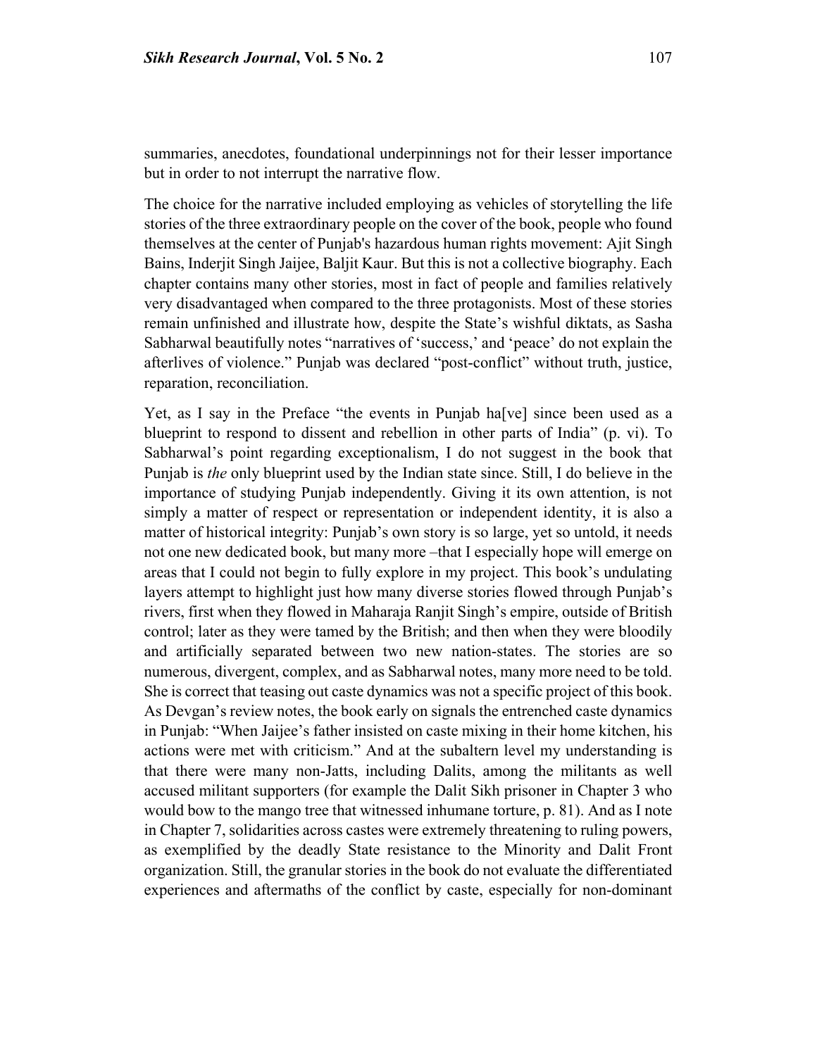summaries, anecdotes, foundational underpinnings not for their lesser importance but in order to not interrupt the narrative flow.

The choice for the narrative included employing as vehicles of storytelling the life stories of the three extraordinary people on the cover of the book, people who found themselves at the center of Punjab's hazardous human rights movement: Ajit Singh Bains, Inderjit Singh Jaijee, Baljit Kaur. But this is not a collective biography. Each chapter contains many other stories, most in fact of people and families relatively very disadvantaged when compared to the three protagonists. Most of these stories remain unfinished and illustrate how, despite the State's wishful diktats, as Sasha Sabharwal beautifully notes "narratives of 'success,' and 'peace' do not explain the afterlives of violence." Punjab was declared "post-conflict" without truth, justice, reparation, reconciliation.

Yet, as I say in the Preface "the events in Punjab ha[ve] since been used as a blueprint to respond to dissent and rebellion in other parts of India" (p. vi). To Sabharwal's point regarding exceptionalism, I do not suggest in the book that Punjab is *the* only blueprint used by the Indian state since. Still, I do believe in the importance of studying Punjab independently. Giving it its own attention, is not simply a matter of respect or representation or independent identity, it is also a matter of historical integrity: Punjab's own story is so large, yet so untold, it needs not one new dedicated book, but many more –that I especially hope will emerge on areas that I could not begin to fully explore in my project. This book's undulating layers attempt to highlight just how many diverse stories flowed through Punjab's rivers, first when they flowed in Maharaja Ranjit Singh's empire, outside of British control; later as they were tamed by the British; and then when they were bloodily and artificially separated between two new nation-states. The stories are so numerous, divergent, complex, and as Sabharwal notes, many more need to be told. She is correct that teasing out caste dynamics was not a specific project of this book. As Devgan's review notes, the book early on signals the entrenched caste dynamics in Punjab: "When Jaijee's father insisted on caste mixing in their home kitchen, his actions were met with criticism." And at the subaltern level my understanding is that there were many non-Jatts, including Dalits, among the militants as well accused militant supporters (for example the Dalit Sikh prisoner in Chapter 3 who would bow to the mango tree that witnessed inhumane torture, p. 81). And as I note in Chapter 7, solidarities across castes were extremely threatening to ruling powers, as exemplified by the deadly State resistance to the Minority and Dalit Front organization. Still, the granular stories in the book do not evaluate the differentiated experiences and aftermaths of the conflict by caste, especially for non-dominant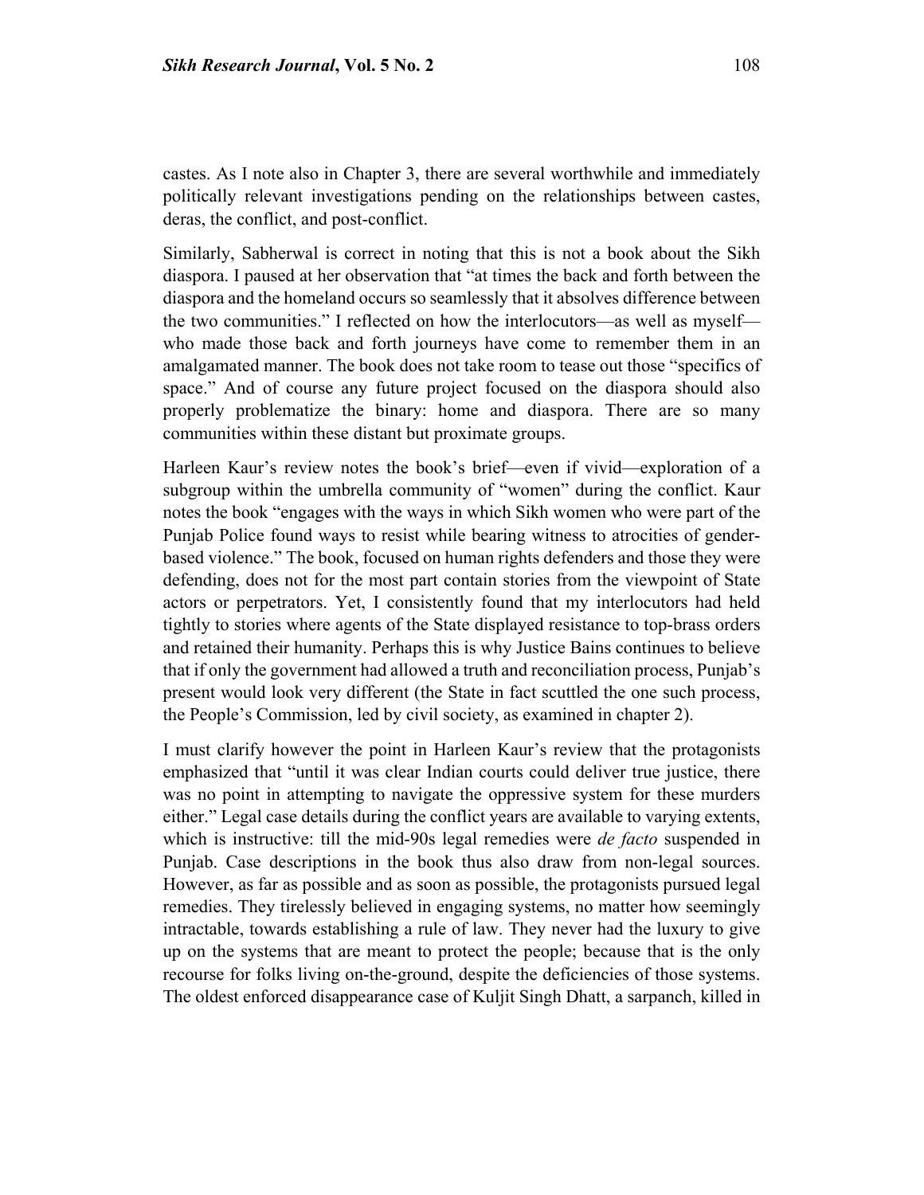castes. As I note also in Chapter 3, there are several worthwhile and immediately politically relevant investigations pending on the relationships between castes, deras, the conflict, and post-conflict.

Similarly, Sabherwal is correct in noting that this is not a book about the Sikh diaspora. I paused at her observation that "at times the back and forth between the diaspora and the homeland occurs so seamlessly that it absolves difference between the two communities." I reflected on how the interlocutors—as well as myself—who made those back and forth journeys have come to remember them in an amalgamated manner. The book does not take room to tease out those "specifics of space." And of course any future project focused on the diaspora should also properly problematize the binary: home and diaspora. There are so many communities within these distant but proximate groups.

Harleen Kaur's review notes the book's brief—even if vivid—exploration of a subgroup within the umbrella community of "women" during the conflict. Kaur notes the book "engages with the ways in which Sikh women who were part of the Punjab Police found ways to resist while bearing witness to atrocities of gender-based violence." The book, focused on human rights defenders and those they were defending, does not for the most part contain stories from the viewpoint of State actors or perpetrators. Yet, I consistently found that my interlocutors had held tightly to stories where agents of the State displayed resistance to top-brass orders and retained their humanity. Perhaps this is why Justice Bains continues to believe that if only the government had allowed a truth and reconciliation process, Punjab's present would look very different (the State in fact scuttled the one such process, the People's Commission, led by civil society, as examined in chapter 2).

I must clarify however the point in Harleen Kaur's review that the protagonists emphasized that "until it was clear Indian courts could deliver true justice, there was no point in attempting to navigate the oppressive system for these murders either." Legal case details during the conflict years are available to varying extents, which is instructive: till the mid-90s legal remedies were *de facto* suspended in Punjab. Case descriptions in the book thus also draw from non-legal sources. However, as far as possible and as soon as possible, the protagonists pursued legal remedies. They tirelessly believed in engaging systems, no matter how seemingly intractable, towards establishing a rule of law. They never had the luxury to give up on the systems that are meant to protect the people; because that is the only recourse for folks living on-the-ground, despite the deficiencies of those systems. The oldest enforced disappearance case of Kuljit Singh Dhatt, a sarpanch, killed in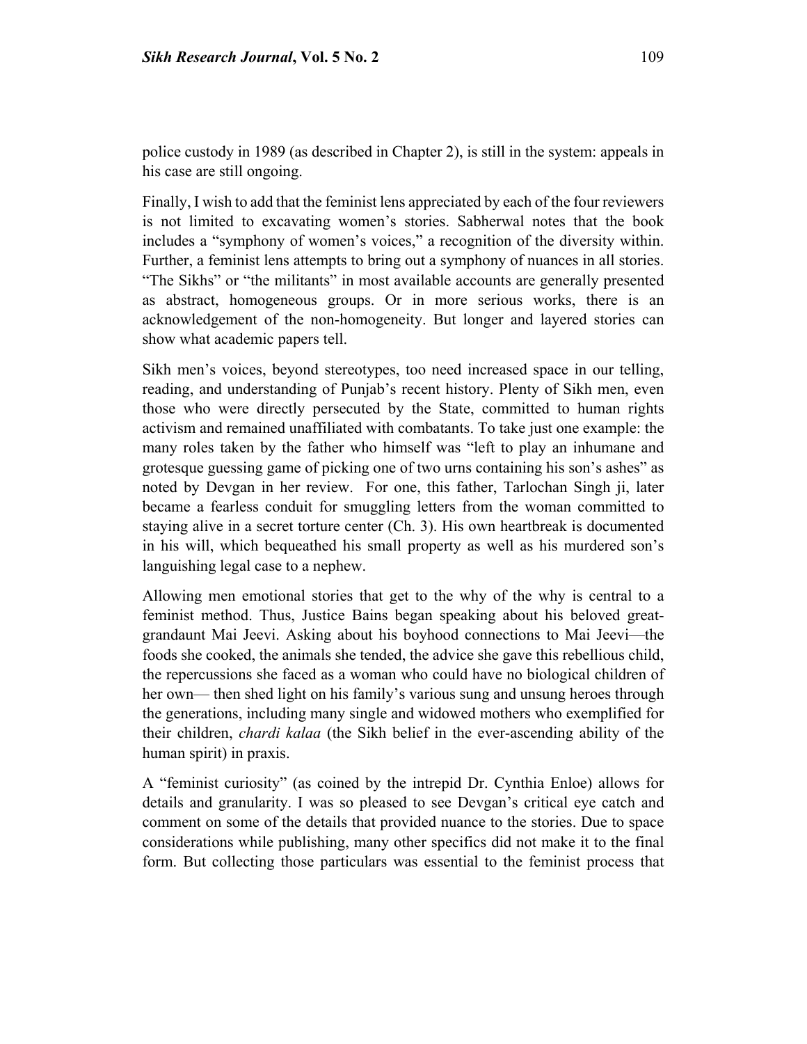police custody in 1989 (as described in Chapter 2), is still in the system: appeals in his case are still ongoing.

Finally, I wish to add that the feminist lens appreciated by each of the four reviewers is not limited to excavating women's stories. Sabherwal notes that the book includes a "symphony of women's voices," a recognition of the diversity within. Further, a feminist lens attempts to bring out a symphony of nuances in all stories. "The Sikhs" or "the militants" in most available accounts are generally presented as abstract, homogeneous groups. Or in more serious works, there is an acknowledgement of the non-homogeneity. But longer and layered stories can show what academic papers tell.

Sikh men's voices, beyond stereotypes, too need increased space in our telling, reading, and understanding of Punjab's recent history. Plenty of Sikh men, even those who were directly persecuted by the State, committed to human rights activism and remained unaffiliated with combatants. To take just one example: the many roles taken by the father who himself was "left to play an inhumane and grotesque guessing game of picking one of two urns containing his son's ashes" as noted by Devgan in her review. For one, this father, Tarlochan Singh ji, later became a fearless conduit for smuggling letters from the woman committed to staying alive in a secret torture center (Ch. 3). His own heartbreak is documented in his will, which bequeathed his small property as well as his murdered son's languishing legal case to a nephew.

Allowing men emotional stories that get to the why of the why is central to a feminist method. Thus, Justice Bains began speaking about his beloved great-grandaunt Mai Jeevi. Asking about his boyhood connections to Mai Jeevi—the foods she cooked, the animals she tended, the advice she gave this rebellious child, the repercussions she faced as a woman who could have no biological children of her own— then shed light on his family's various sung and unsung heroes through the generations, including many single and widowed mothers who exemplified for their children, *chardi kalaa* (the Sikh belief in the ever-ascending ability of the human spirit) in praxis.

A "feminist curiosity" (as coined by the intrepid Dr. Cynthia Enloe) allows for details and granularity. I was so pleased to see Devgan's critical eye catch and comment on some of the details that provided nuance to the stories. Due to space considerations while publishing, many other specifics did not make it to the final form. But collecting those particulars was essential to the feminist process that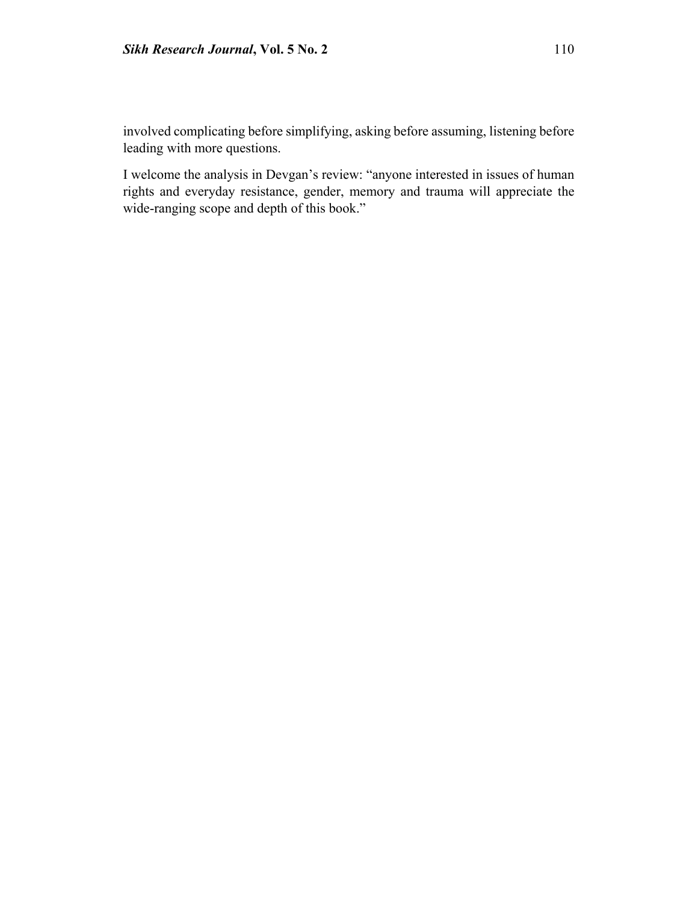involved complicating before simplifying, asking before assuming, listening before leading with more questions.

I welcome the analysis in Devgan's review: "anyone interested in issues of human rights and everyday resistance, gender, memory and trauma will appreciate the wide-ranging scope and depth of this book."